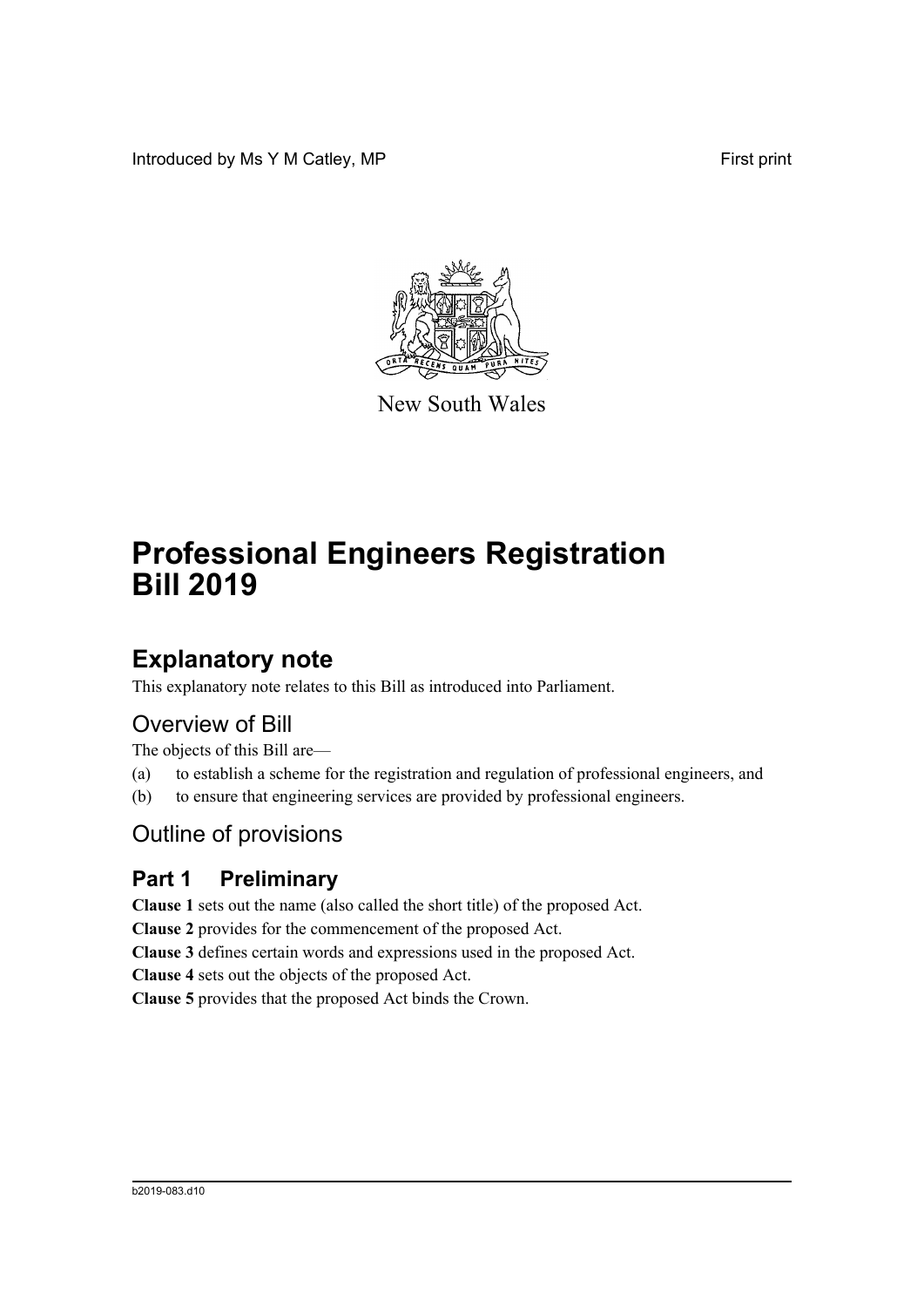Introduced by Ms Y M Catley, MP First print

New South Wales

# Professional Engineers Registration Bill 2019

## Explanatory note

This explanatory note relates to this Bill as introduced into Parliament.

## Overview of Bill

The objects of this Bill are—

(a) to establish a scheme for the registration and regulation of professional engineers, and

(b) to ensure that engineering services are provided by professional engineers.

## Outline of provisions

### Part 1 Preliminary

**Clause 1** sets out the name (also called the short title) of the proposed Act.

**Clause 2** provides for the commencement of the proposed Act.

**Clause 3** defines certain words and expressions used in the proposed Act.

**Clause 4** sets out the objects of the proposed Act.

**Clause 5** provides that the proposed Act binds the Crown.

b2019-083.d10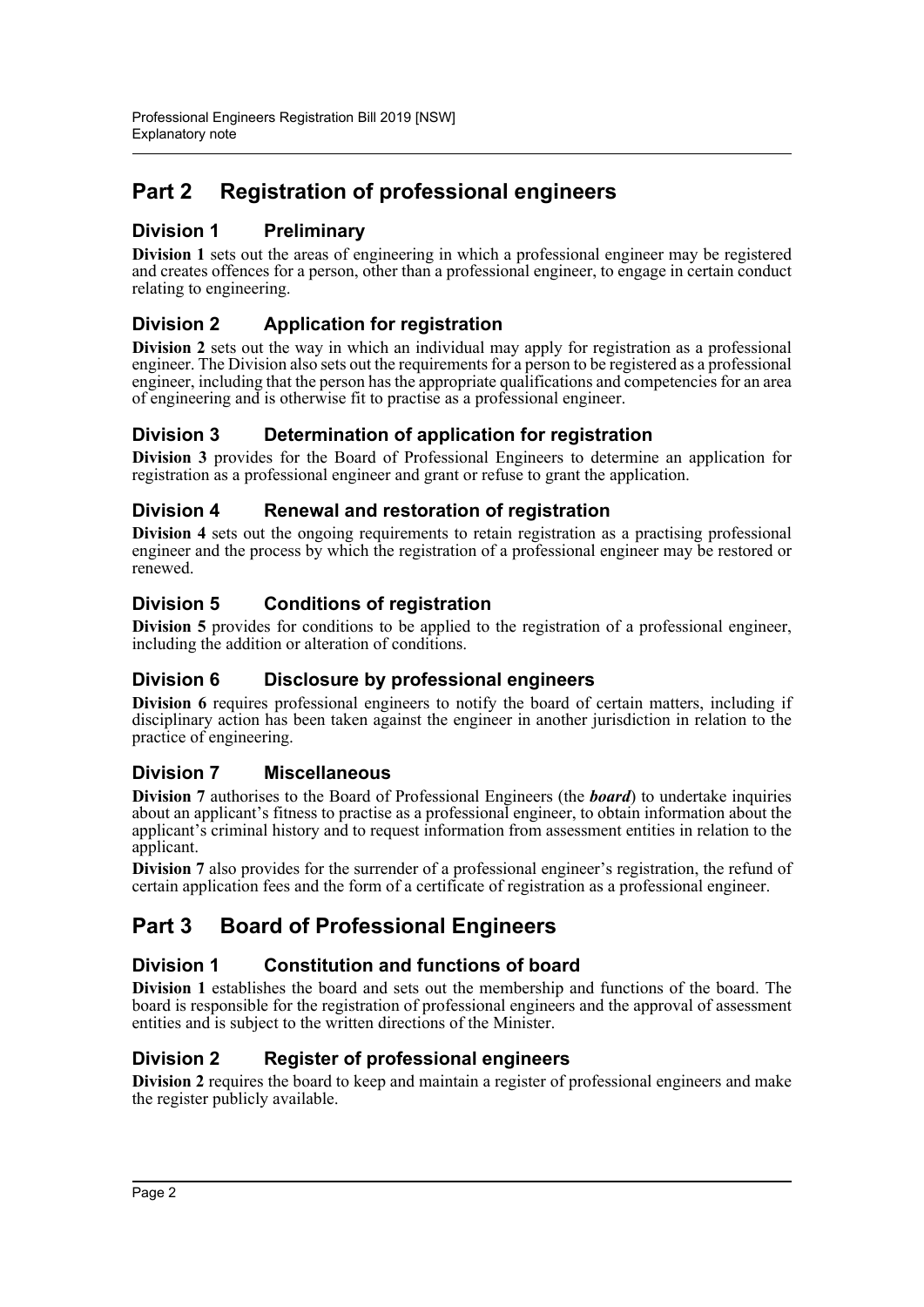## Part 2 Registration of professional engineers

### Division 1 Preliminary

**Division 1** sets out the areas of engineering in which a professional engineer may be registered and creates offences for a person, other than a professional engineer, to engage in certain conduct relating to engineering.

### Division 2 Application for registration

**Division 2** sets out the way in which an individual may apply for registration as a professional engineer. The Division also sets out the requirements for a person to be registered as a professional engineer, including that the person has the appropriate qualifications and competencies for an area of engineering and is otherwise fit to practise as a professional engineer.

### Division 3 Determination of application for registration

**Division 3** provides for the Board of Professional Engineers to determine an application for registration as a professional engineer and grant or refuse to grant the application.

### Division 4 Renewal and restoration of registration

**Division 4** sets out the ongoing requirements to retain registration as a practising professional engineer and the process by which the registration of a professional engineer may be restored or renewed.

### Division 5 Conditions of registration

**Division 5** provides for conditions to be applied to the registration of a professional engineer, including the addition or alteration of conditions.

### Division 6 Disclosure by professional engineers

**Division 6** requires professional engineers to notify the board of certain matters, including if disciplinary action has been taken against the engineer in another jurisdiction in relation to the practice of engineering.

### Division 7 Miscellaneous

**Division 7** authorises to the Board of Professional Engineers (the ***board***) to undertake inquiries about an applicant's fitness to practise as a professional engineer, to obtain information about the applicant's criminal history and to request information from assessment entities in relation to the applicant.

**Division 7** also provides for the surrender of a professional engineer's registration, the refund of certain application fees and the form of a certificate of registration as a professional engineer.

## Part 3 Board of Professional Engineers

### Division 1 Constitution and functions of board

**Division 1** establishes the board and sets out the membership and functions of the board. The board is responsible for the registration of professional engineers and the approval of assessment entities and is subject to the written directions of the Minister.

### Division 2 Register of professional engineers

**Division 2** requires the board to keep and maintain a register of professional engineers and make the register publicly available.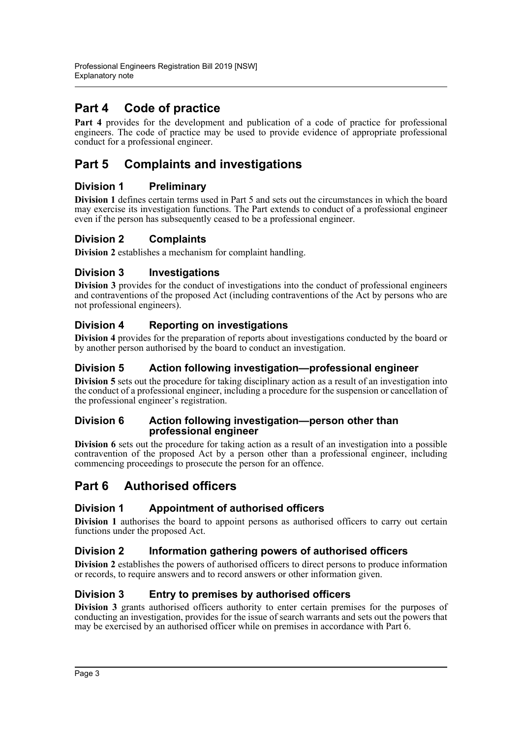## Part 4 Code of practice

**Part 4** provides for the development and publication of a code of practice for professional engineers. The code of practice may be used to provide evidence of appropriate professional conduct for a professional engineer.

## Part 5 Complaints and investigations

### Division 1 Preliminary

**Division 1** defines certain terms used in Part 5 and sets out the circumstances in which the board may exercise its investigation functions. The Part extends to conduct of a professional engineer even if the person has subsequently ceased to be a professional engineer.

### Division 2 Complaints

**Division 2** establishes a mechanism for complaint handling.

### Division 3 Investigations

**Division 3** provides for the conduct of investigations into the conduct of professional engineers and contraventions of the proposed Act (including contraventions of the Act by persons who are not professional engineers).

### Division 4 Reporting on investigations

**Division 4** provides for the preparation of reports about investigations conducted by the board or by another person authorised by the board to conduct an investigation.

### Division 5 Action following investigation—professional engineer

**Division 5** sets out the procedure for taking disciplinary action as a result of an investigation into the conduct of a professional engineer, including a procedure for the suspension or cancellation of the professional engineer's registration.

### Division 6 Action following investigation—person other than professional engineer

**Division 6** sets out the procedure for taking action as a result of an investigation into a possible contravention of the proposed Act by a person other than a professional engineer, including commencing proceedings to prosecute the person for an offence.

## Part 6 Authorised officers

### Division 1 Appointment of authorised officers

**Division 1** authorises the board to appoint persons as authorised officers to carry out certain functions under the proposed Act.

### Division 2 Information gathering powers of authorised officers

**Division 2** establishes the powers of authorised officers to direct persons to produce information or records, to require answers and to record answers or other information given.

### Division 3 Entry to premises by authorised officers

**Division 3** grants authorised officers authority to enter certain premises for the purposes of conducting an investigation, provides for the issue of search warrants and sets out the powers that may be exercised by an authorised officer while on premises in accordance with Part 6.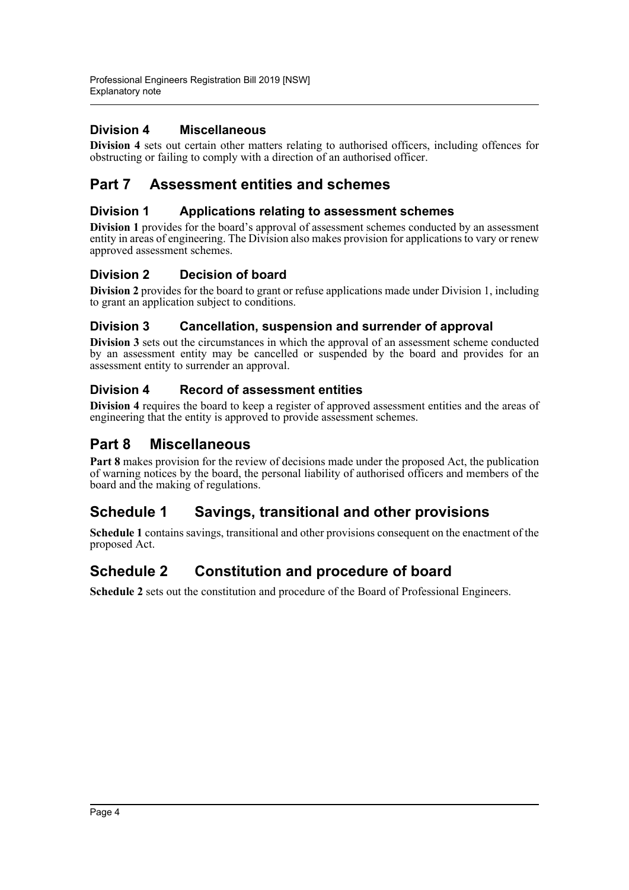### Division 4 Miscellaneous

**Division 4** sets out certain other matters relating to authorised officers, including offences for obstructing or failing to comply with a direction of an authorised officer.

## Part 7 Assessment entities and schemes

### Division 1 Applications relating to assessment schemes

**Division 1** provides for the board's approval of assessment schemes conducted by an assessment entity in areas of engineering. The Division also makes provision for applications to vary or renew approved assessment schemes.

### Division 2 Decision of board

**Division 2** provides for the board to grant or refuse applications made under Division 1, including to grant an application subject to conditions.

### Division 3 Cancellation, suspension and surrender of approval

**Division 3** sets out the circumstances in which the approval of an assessment scheme conducted by an assessment entity may be cancelled or suspended by the board and provides for an assessment entity to surrender an approval.

### Division 4 Record of assessment entities

**Division 4** requires the board to keep a register of approved assessment entities and the areas of engineering that the entity is approved to provide assessment schemes.

## Part 8 Miscellaneous

**Part 8** makes provision for the review of decisions made under the proposed Act, the publication of warning notices by the board, the personal liability of authorised officers and members of the board and the making of regulations.

## Schedule 1 Savings, transitional and other provisions

**Schedule 1** contains savings, transitional and other provisions consequent on the enactment of the proposed Act.

## Schedule 2 Constitution and procedure of board

**Schedule 2** sets out the constitution and procedure of the Board of Professional Engineers.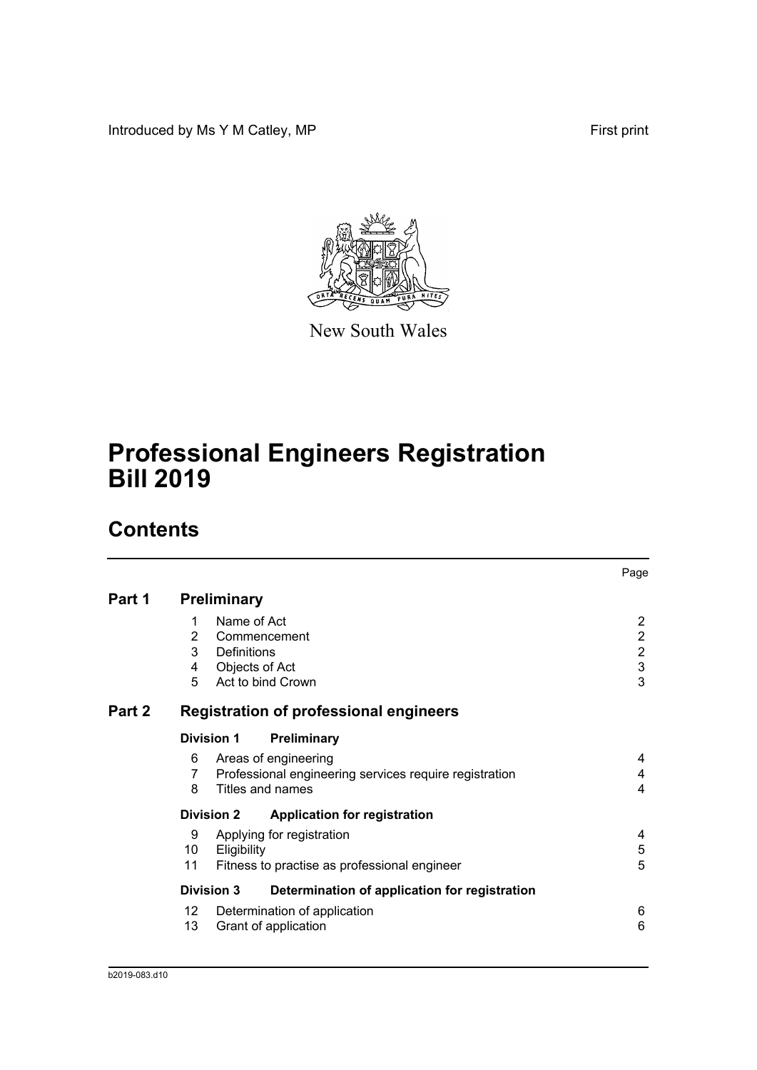Introduced by Ms Y M Catley, MP

First print

New South Wales

# Professional Engineers Registration Bill 2019

## Contents

| | | | Page |
|---|---|---|---|
| **Part 1** | **Preliminary** | | |
| | 1 | Name of Act | 2 |
| | 2 | Commencement | 2 |
| | 3 | Definitions | 2 |
| | 4 | Objects of Act | 3 |
| | 5 | Act to bind Crown | 3 |
| **Part 2** | **Registration of professional engineers** | | |
| | **Division 1** | **Preliminary** | |
| | 6 | Areas of engineering | 4 |
| | 7 | Professional engineering services require registration | 4 |
| | 8 | Titles and names | 4 |
| | **Division 2** | **Application for registration** | |
| | 9 | Applying for registration | 4 |
| | 10 | Eligibility | 5 |
| | 11 | Fitness to practise as professional engineer | 5 |
| | **Division 3** | **Determination of application for registration** | |
| | 12 | Determination of application | 6 |
| | 13 | Grant of application | 6 |

b2019-083.d10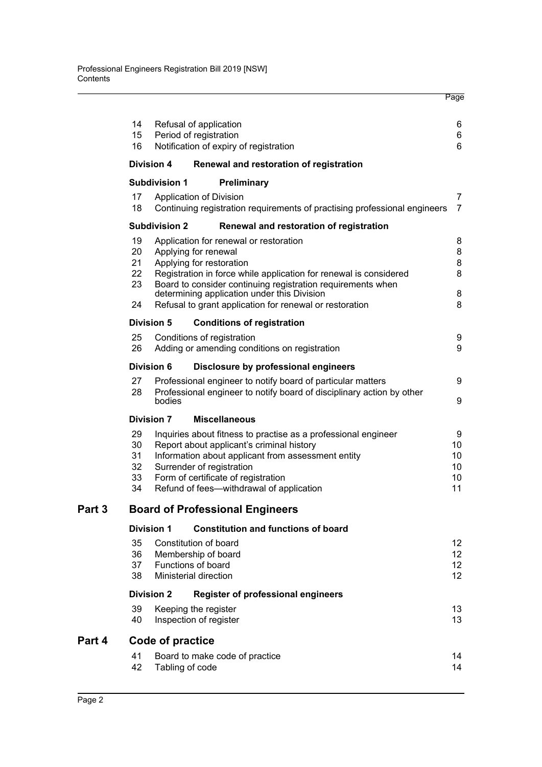| | | Page |
|---|---|---|
| 14 | Refusal of application | 6 |
| 15 | Period of registration | 6 |
| 16 | Notification of expiry of registration | 6 |
| **Division 4** | **Renewal and restoration of registration** | |
| **Subdivision 1** | **Preliminary** | |
| 17 | Application of Division | 7 |
| 18 | Continuing registration requirements of practising professional engineers | 7 |
| **Subdivision 2** | **Renewal and restoration of registration** | |
| 19 | Application for renewal or restoration | 8 |
| 20 | Applying for renewal | 8 |
| 21 | Applying for restoration | 8 |
| 22 | Registration in force while application for renewal is considered | 8 |
| 23 | Board to consider continuing registration requirements when determining application under this Division | 8 |
| 24 | Refusal to grant application for renewal or restoration | 8 |
| **Division 5** | **Conditions of registration** | |
| 25 | Conditions of registration | 9 |
| 26 | Adding or amending conditions on registration | 9 |
| **Division 6** | **Disclosure by professional engineers** | |
| 27 | Professional engineer to notify board of particular matters | 9 |
| 28 | Professional engineer to notify board of disciplinary action by other bodies | 9 |
| **Division 7** | **Miscellaneous** | |
| 29 | Inquiries about fitness to practise as a professional engineer | 9 |
| 30 | Report about applicant's criminal history | 10 |
| 31 | Information about applicant from assessment entity | 10 |
| 32 | Surrender of registration | 10 |
| 33 | Form of certificate of registration | 10 |
| 34 | Refund of fees—withdrawal of application | 11 |

## Part 3 Board of Professional Engineers

| | | |
|---|---|---|
| **Division 1** | **Constitution and functions of board** | |
| 35 | Constitution of board | 12 |
| 36 | Membership of board | 12 |
| 37 | Functions of board | 12 |
| 38 | Ministerial direction | 12 |
| **Division 2** | **Register of professional engineers** | |
| 39 | Keeping the register | 13 |
| 40 | Inspection of register | 13 |

## Part 4 Code of practice

| | | |
|---|---|---|
| 41 | Board to make code of practice | 14 |
| 42 | Tabling of code | 14 |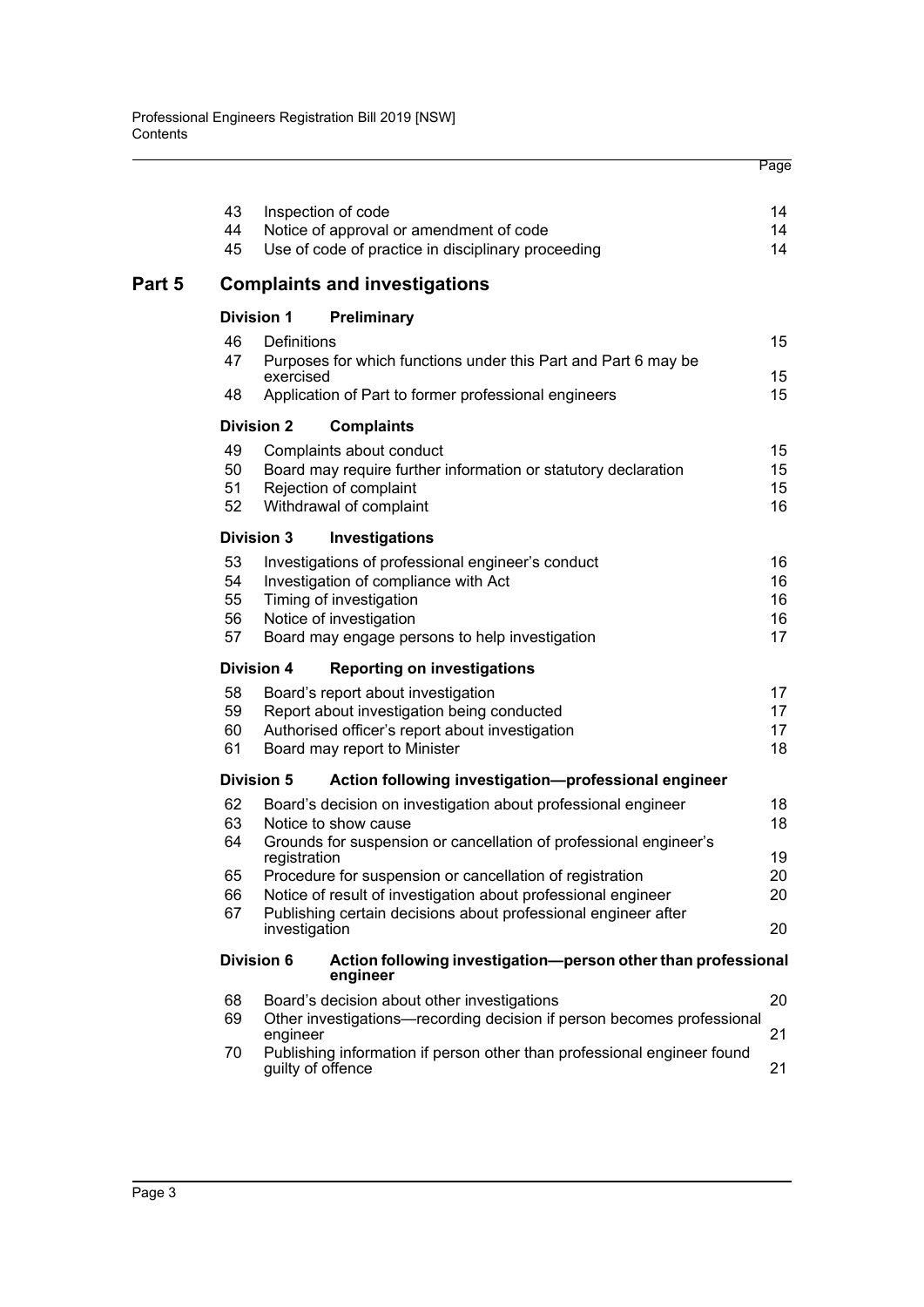| | | Page |
|---|---|---|
| 43 | Inspection of code | 14 |
| 44 | Notice of approval or amendment of code | 14 |
| 45 | Use of code of practice in disciplinary proceeding | 14 |

## Part 5 Complaints and investigations

### Division 1 Preliminary

| | | |
|---|---|---|
| 46 | Definitions | 15 |
| 47 | Purposes for which functions under this Part and Part 6 may be exercised | 15 |
| 48 | Application of Part to former professional engineers | 15 |

### Division 2 Complaints

| | | |
|---|---|---|
| 49 | Complaints about conduct | 15 |
| 50 | Board may require further information or statutory declaration | 15 |
| 51 | Rejection of complaint | 15 |
| 52 | Withdrawal of complaint | 16 |

### Division 3 Investigations

| | | |
|---|---|---|
| 53 | Investigations of professional engineer's conduct | 16 |
| 54 | Investigation of compliance with Act | 16 |
| 55 | Timing of investigation | 16 |
| 56 | Notice of investigation | 16 |
| 57 | Board may engage persons to help investigation | 17 |

### Division 4 Reporting on investigations

| | | |
|---|---|---|
| 58 | Board's report about investigation | 17 |
| 59 | Report about investigation being conducted | 17 |
| 60 | Authorised officer's report about investigation | 17 |
| 61 | Board may report to Minister | 18 |

### Division 5 Action following investigation—professional engineer

| | | |
|---|---|---|
| 62 | Board's decision on investigation about professional engineer | 18 |
| 63 | Notice to show cause | 18 |
| 64 | Grounds for suspension or cancellation of professional engineer's registration | 19 |
| 65 | Procedure for suspension or cancellation of registration | 20 |
| 66 | Notice of result of investigation about professional engineer | 20 |
| 67 | Publishing certain decisions about professional engineer after investigation | 20 |

### Division 6 Action following investigation—person other than professional engineer

| | | |
|---|---|---|
| 68 | Board's decision about other investigations | 20 |
| 69 | Other investigations—recording decision if person becomes professional engineer | 21 |
| 70 | Publishing information if person other than professional engineer found guilty of offence | 21 |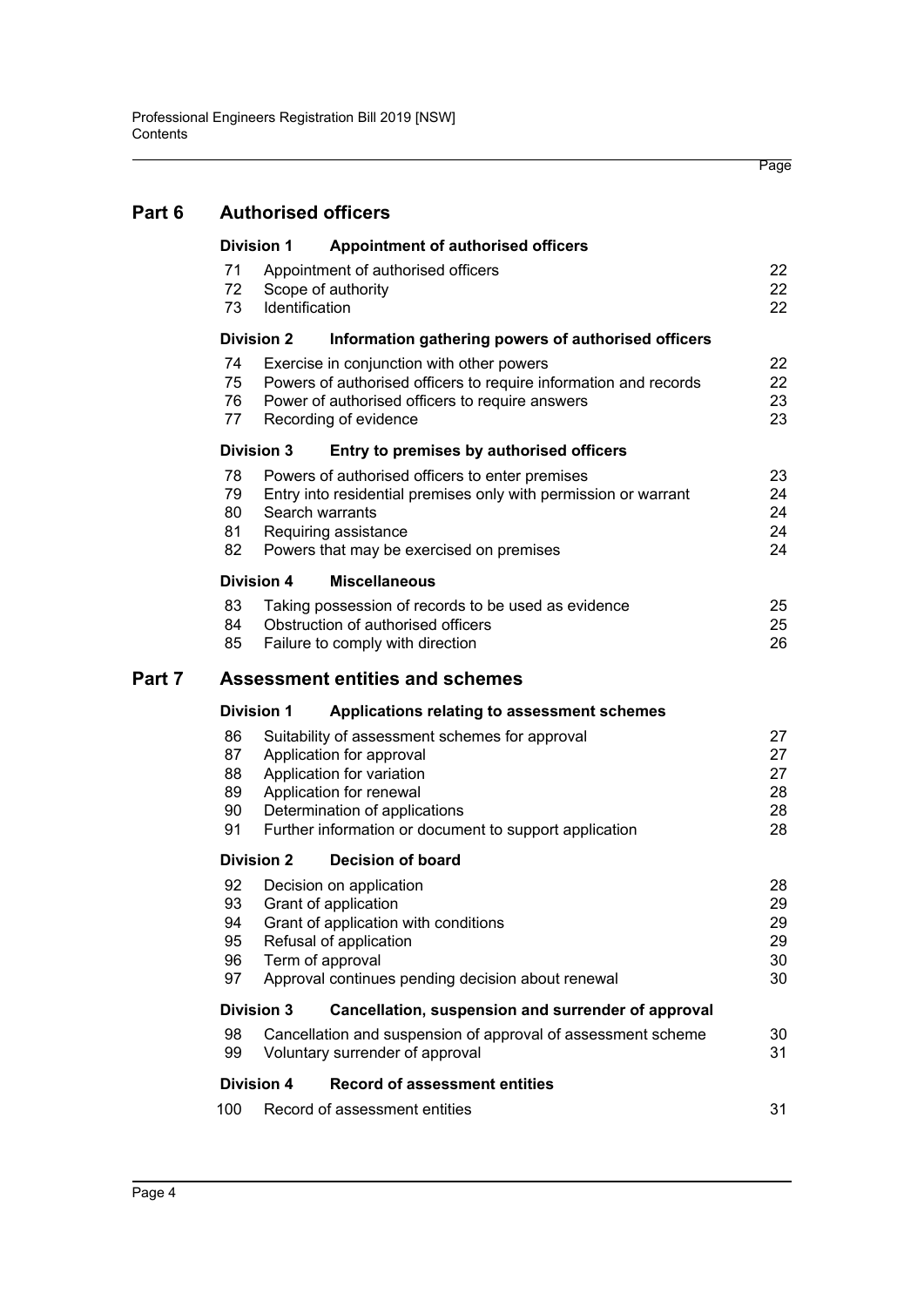| | | | Page |
|---|---|---|---|
| **Part 6** | **Authorised officers** | | |
| | **Division 1** | **Appointment of authorised officers** | |
| | 71 | Appointment of authorised officers | 22 |
| | 72 | Scope of authority | 22 |
| | 73 | Identification | 22 |
| | **Division 2** | **Information gathering powers of authorised officers** | |
| | 74 | Exercise in conjunction with other powers | 22 |
| | 75 | Powers of authorised officers to require information and records | 22 |
| | 76 | Power of authorised officers to require answers | 23 |
| | 77 | Recording of evidence | 23 |
| | **Division 3** | **Entry to premises by authorised officers** | |
| | 78 | Powers of authorised officers to enter premises | 23 |
| | 79 | Entry into residential premises only with permission or warrant | 24 |
| | 80 | Search warrants | 24 |
| | 81 | Requiring assistance | 24 |
| | 82 | Powers that may be exercised on premises | 24 |
| | **Division 4** | **Miscellaneous** | |
| | 83 | Taking possession of records to be used as evidence | 25 |
| | 84 | Obstruction of authorised officers | 25 |
| | 85 | Failure to comply with direction | 26 |
| **Part 7** | **Assessment entities and schemes** | | |
| | **Division 1** | **Applications relating to assessment schemes** | |
| | 86 | Suitability of assessment schemes for approval | 27 |
| | 87 | Application for approval | 27 |
| | 88 | Application for variation | 27 |
| | 89 | Application for renewal | 28 |
| | 90 | Determination of applications | 28 |
| | 91 | Further information or document to support application | 28 |
| | **Division 2** | **Decision of board** | |
| | 92 | Decision on application | 28 |
| | 93 | Grant of application | 29 |
| | 94 | Grant of application with conditions | 29 |
| | 95 | Refusal of application | 29 |
| | 96 | Term of approval | 30 |
| | 97 | Approval continues pending decision about renewal | 30 |
| | **Division 3** | **Cancellation, suspension and surrender of approval** | |
| | 98 | Cancellation and suspension of approval of assessment scheme | 30 |
| | 99 | Voluntary surrender of approval | 31 |
| | **Division 4** | **Record of assessment entities** | |
| | 100 | Record of assessment entities | 31 |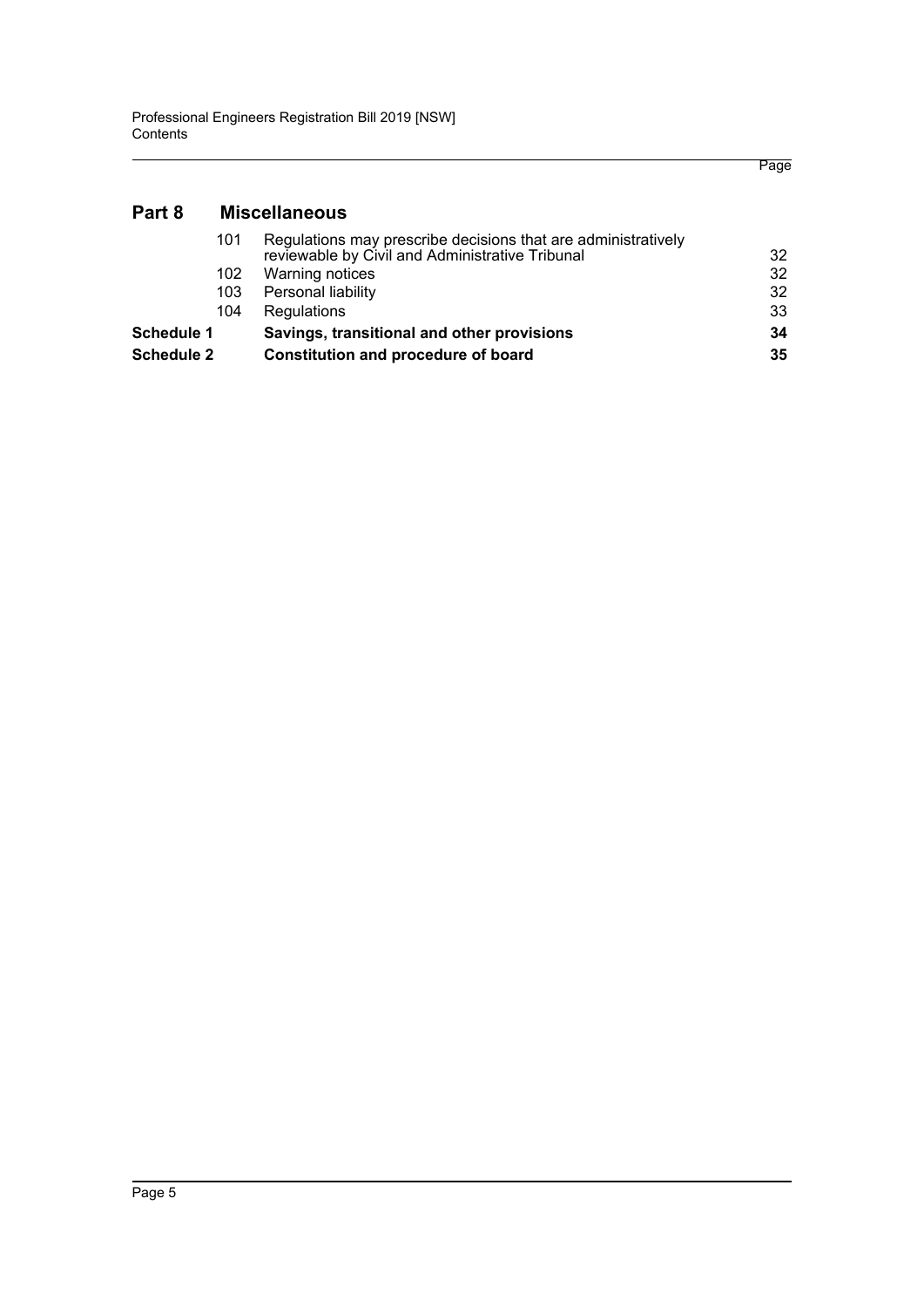## Part 8 Miscellaneous

| | | Page |
|---|---|---|
| 101 | Regulations may prescribe decisions that are administratively reviewable by Civil and Administrative Tribunal | 32 |
| 102 | Warning notices | 32 |
| 103 | Personal liability | 32 |
| 104 | Regulations | 33 |
| **Schedule 1** | **Savings, transitional and other provisions** | **34** |
| **Schedule 2** | **Constitution and procedure of board** | **35** |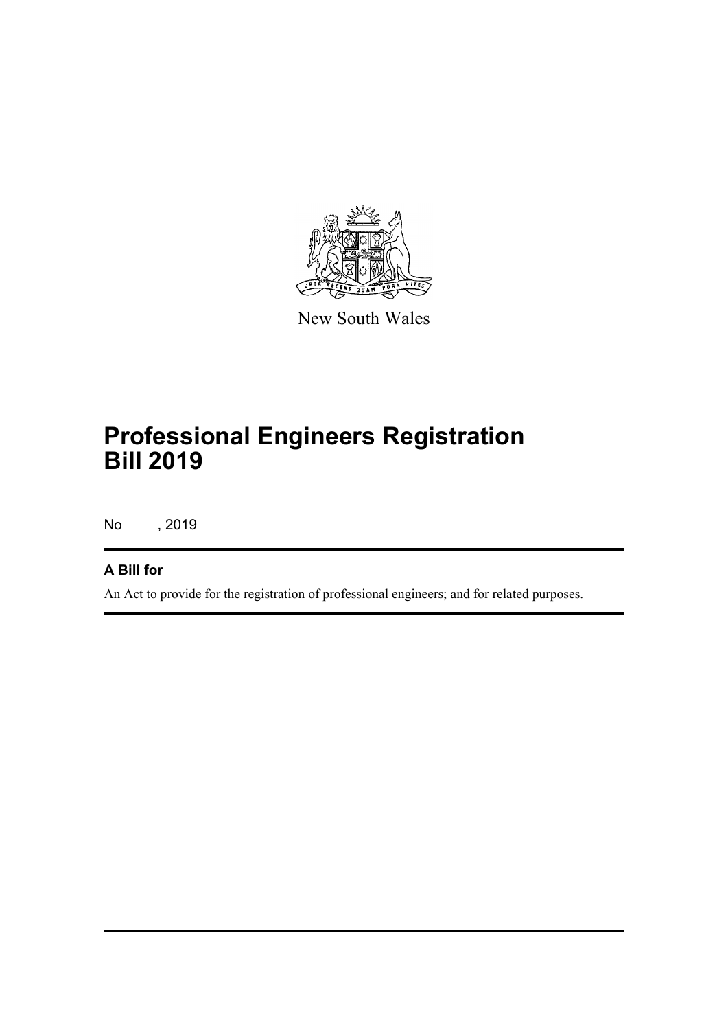New South Wales

# Professional Engineers Registration Bill 2019

No , 2019

## A Bill for

An Act to provide for the registration of professional engineers; and for related purposes.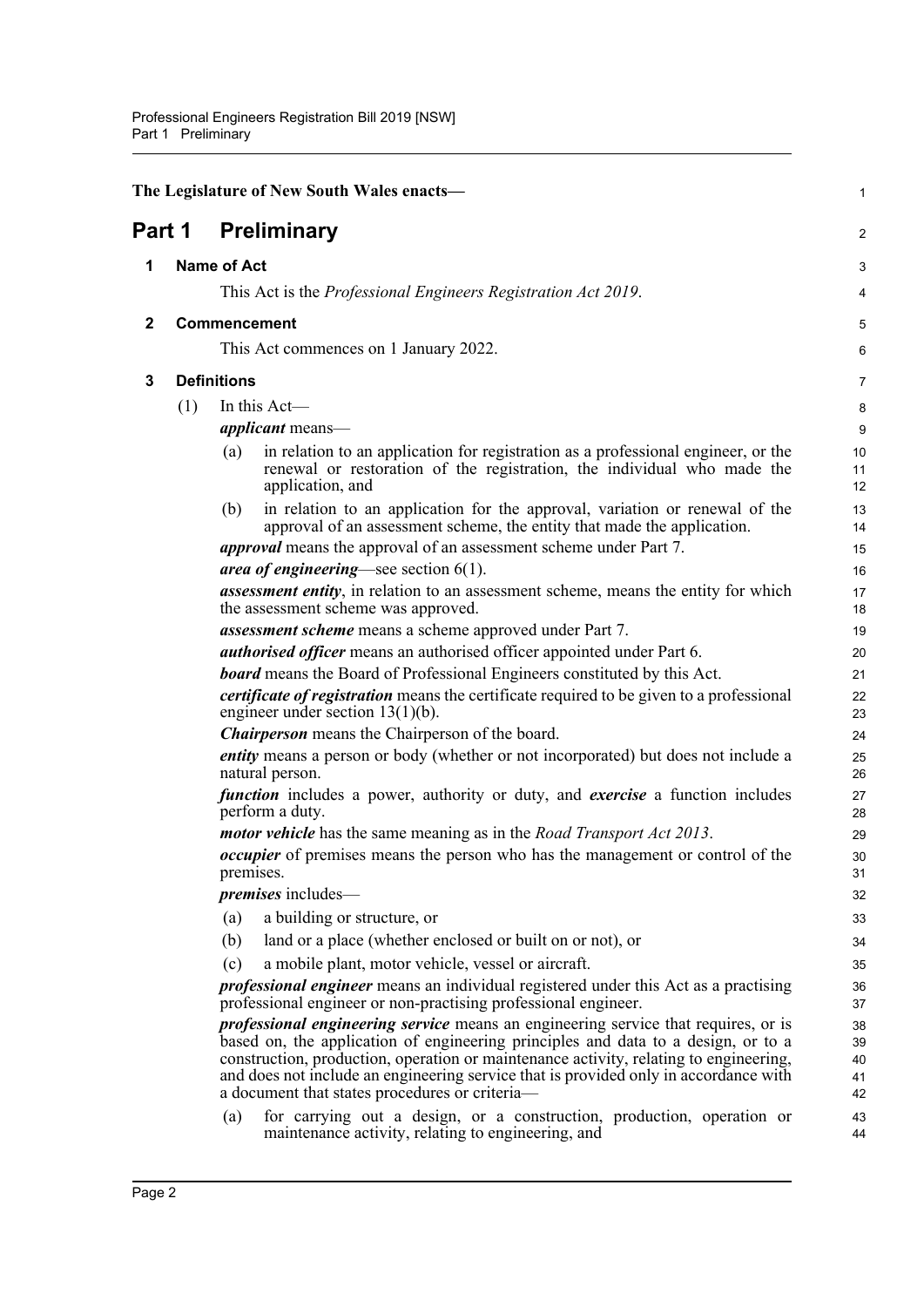The Legislature of New South Wales enacts—

# Part 1 Preliminary

## 1 Name of Act

This Act is the *Professional Engineers Registration Act 2019*.

## 2 Commencement

This Act commences on 1 January 2022.

## 3 Definitions

(1) In this Act—

***applicant*** means—

(a) in relation to an application for registration as a professional engineer, or the renewal or restoration of the registration, the individual who made the application, and

(b) in relation to an application for the approval, variation or renewal of the approval of an assessment scheme, the entity that made the application.

***approval*** means the approval of an assessment scheme under Part 7.

***area of engineering***—see section 6(1).

***assessment entity***, in relation to an assessment scheme, means the entity for which the assessment scheme was approved.

***assessment scheme*** means a scheme approved under Part 7.

***authorised officer*** means an authorised officer appointed under Part 6.

***board*** means the Board of Professional Engineers constituted by this Act.

***certificate of registration*** means the certificate required to be given to a professional engineer under section 13(1)(b).

***Chairperson*** means the Chairperson of the board.

***entity*** means a person or body (whether or not incorporated) but does not include a natural person.

***function*** includes a power, authority or duty, and ***exercise*** a function includes perform a duty.

***motor vehicle*** has the same meaning as in the *Road Transport Act 2013*.

***occupier*** of premises means the person who has the management or control of the premises.

***premises*** includes—

(a) a building or structure, or

(b) land or a place (whether enclosed or built on or not), or

(c) a mobile plant, motor vehicle, vessel or aircraft.

***professional engineer*** means an individual registered under this Act as a practising professional engineer or non-practising professional engineer.

***professional engineering service*** means an engineering service that requires, or is based on, the application of engineering principles and data to a design, or to a construction, production, operation or maintenance activity, relating to engineering, and does not include an engineering service that is provided only in accordance with a document that states procedures or criteria—

(a) for carrying out a design, or a construction, production, operation or maintenance activity, relating to engineering, and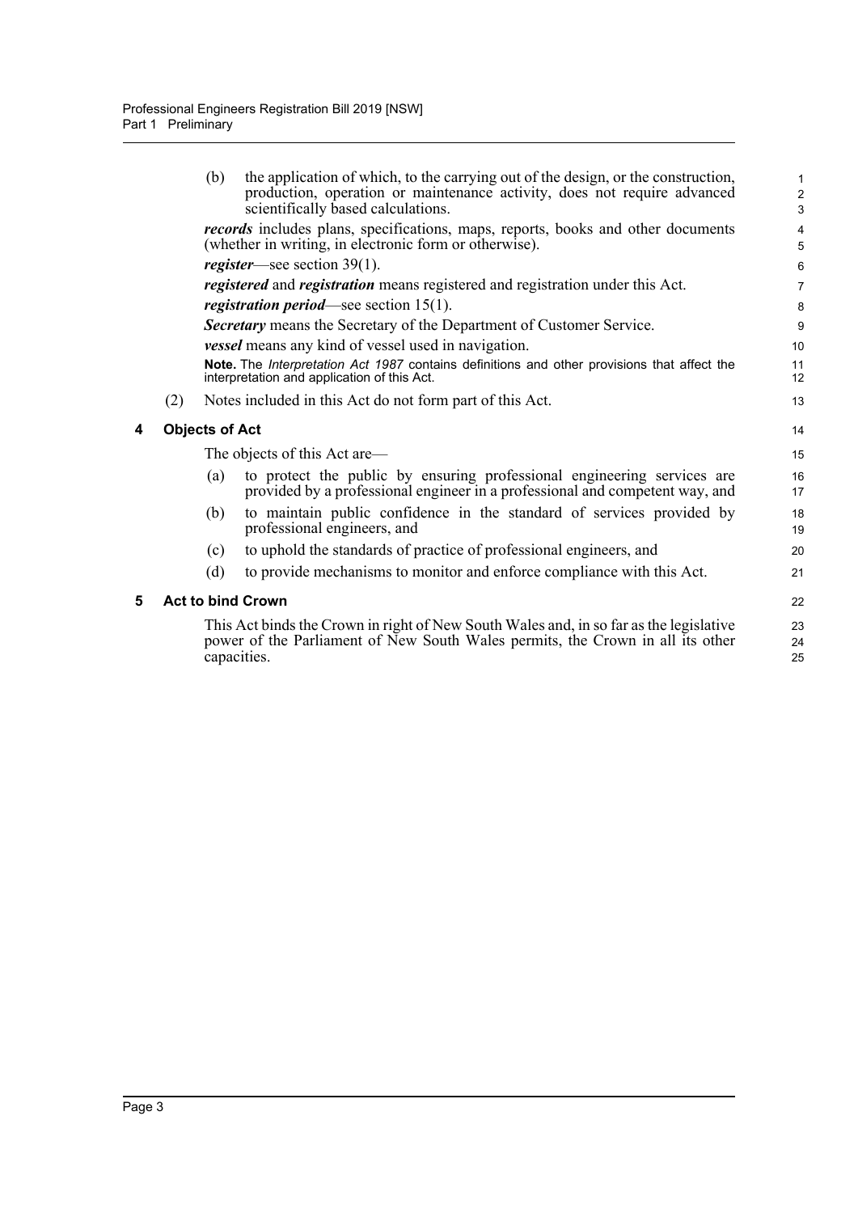(b) the application of which, to the carrying out of the design, or the construction, production, operation or maintenance activity, does not require advanced scientifically based calculations.

***records*** includes plans, specifications, maps, reports, books and other documents (whether in writing, in electronic form or otherwise).

***register***—see section 39(1).

***registered*** and ***registration*** means registered and registration under this Act.

***registration period***—see section 15(1).

***Secretary*** means the Secretary of the Department of Customer Service.

***vessel*** means any kind of vessel used in navigation.

**Note.** The *Interpretation Act 1987* contains definitions and other provisions that affect the interpretation and application of this Act.

(2) Notes included in this Act do not form part of this Act.

## 4 Objects of Act

The objects of this Act are—

(a) to protect the public by ensuring professional engineering services are provided by a professional engineer in a professional and competent way, and

(b) to maintain public confidence in the standard of services provided by professional engineers, and

(c) to uphold the standards of practice of professional engineers, and

(d) to provide mechanisms to monitor and enforce compliance with this Act.

## 5 Act to bind Crown

This Act binds the Crown in right of New South Wales and, in so far as the legislative power of the Parliament of New South Wales permits, the Crown in all its other capacities.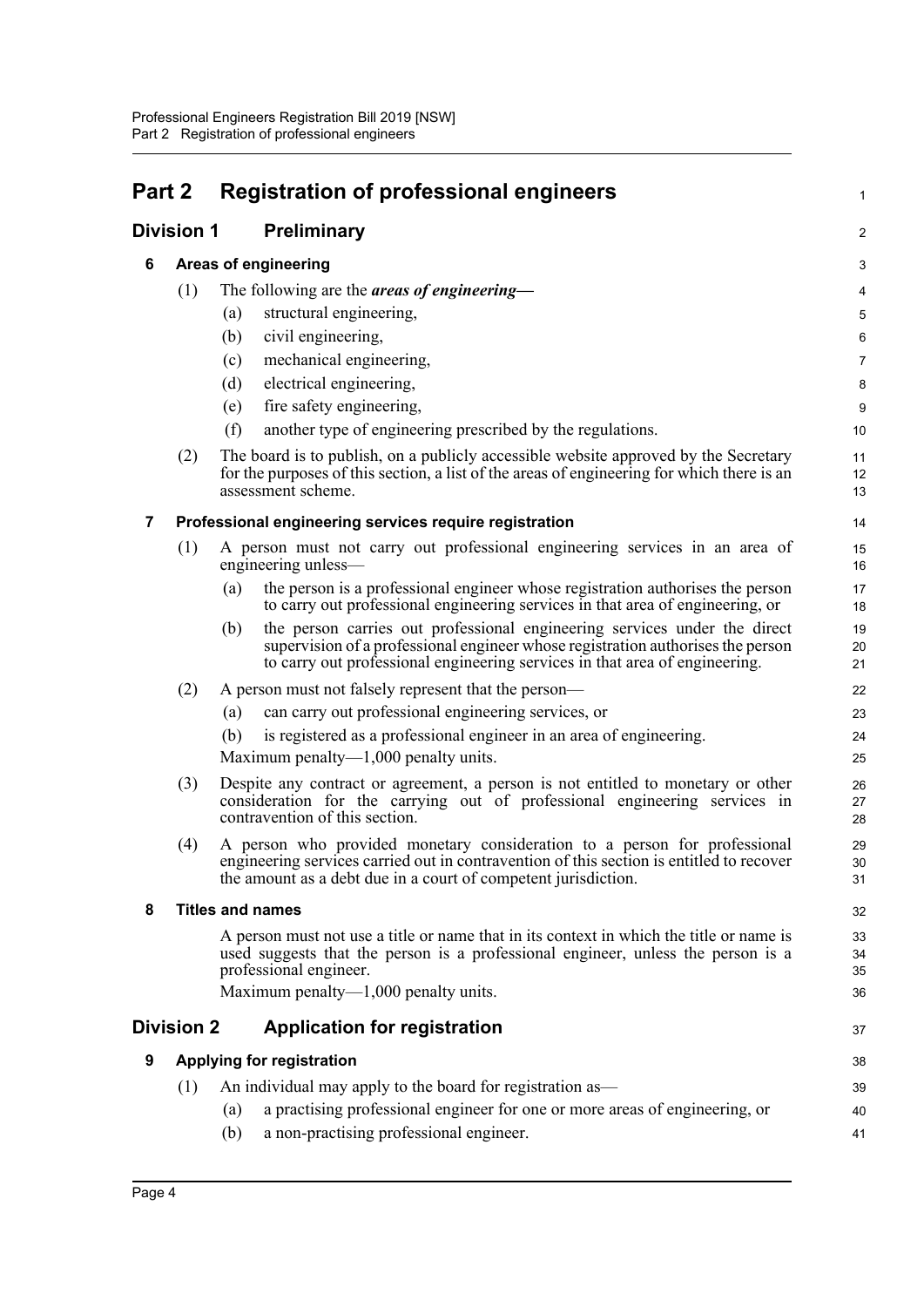# Part 2 Registration of professional engineers

## Division 1 Preliminary

### 6 Areas of engineering

(1) The following are the ***areas of engineering***—

(a) structural engineering,

(b) civil engineering,

(c) mechanical engineering,

(d) electrical engineering,

(e) fire safety engineering,

(f) another type of engineering prescribed by the regulations.

(2) The board is to publish, on a publicly accessible website approved by the Secretary for the purposes of this section, a list of the areas of engineering for which there is an assessment scheme.

### 7 Professional engineering services require registration

(1) A person must not carry out professional engineering services in an area of engineering unless—

(a) the person is a professional engineer whose registration authorises the person to carry out professional engineering services in that area of engineering, or

(b) the person carries out professional engineering services under the direct supervision of a professional engineer whose registration authorises the person to carry out professional engineering services in that area of engineering.

(2) A person must not falsely represent that the person—

(a) can carry out professional engineering services, or

(b) is registered as a professional engineer in an area of engineering.

Maximum penalty—1,000 penalty units.

(3) Despite any contract or agreement, a person is not entitled to monetary or other consideration for the carrying out of professional engineering services in contravention of this section.

(4) A person who provided monetary consideration to a person for professional engineering services carried out in contravention of this section is entitled to recover the amount as a debt due in a court of competent jurisdiction.

### 8 Titles and names

A person must not use a title or name that in its context in which the title or name is used suggests that the person is a professional engineer, unless the person is a professional engineer.

Maximum penalty—1,000 penalty units.

## Division 2 Application for registration

### 9 Applying for registration

(1) An individual may apply to the board for registration as—

(a) a practising professional engineer for one or more areas of engineering, or

(b) a non-practising professional engineer.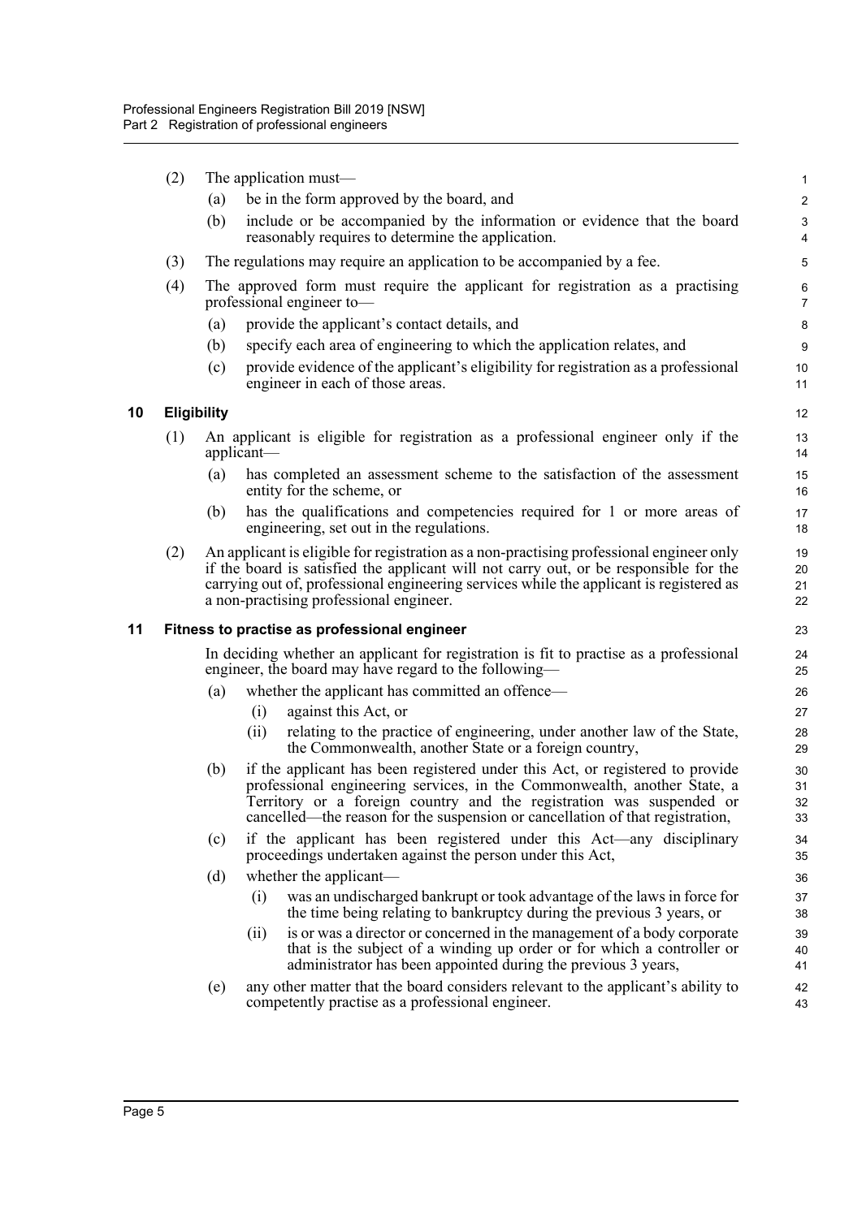(2) The application must—

(a) be in the form approved by the board, and

(b) include or be accompanied by the information or evidence that the board reasonably requires to determine the application.

(3) The regulations may require an application to be accompanied by a fee.

(4) The approved form must require the applicant for registration as a practising professional engineer to—

(a) provide the applicant's contact details, and

(b) specify each area of engineering to which the application relates, and

(c) provide evidence of the applicant's eligibility for registration as a professional engineer in each of those areas.

### 10 Eligibility

(1) An applicant is eligible for registration as a professional engineer only if the applicant—

(a) has completed an assessment scheme to the satisfaction of the assessment entity for the scheme, or

(b) has the qualifications and competencies required for 1 or more areas of engineering, set out in the regulations.

(2) An applicant is eligible for registration as a non-practising professional engineer only if the board is satisfied the applicant will not carry out, or be responsible for the carrying out of, professional engineering services while the applicant is registered as a non-practising professional engineer.

### 11 Fitness to practise as professional engineer

In deciding whether an applicant for registration is fit to practise as a professional engineer, the board may have regard to the following—

(a) whether the applicant has committed an offence—

(i) against this Act, or

(ii) relating to the practice of engineering, under another law of the State, the Commonwealth, another State or a foreign country,

(b) if the applicant has been registered under this Act, or registered to provide professional engineering services, in the Commonwealth, another State, a Territory or a foreign country and the registration was suspended or cancelled—the reason for the suspension or cancellation of that registration,

(c) if the applicant has been registered under this Act—any disciplinary proceedings undertaken against the person under this Act,

(d) whether the applicant—

(i) was an undischarged bankrupt or took advantage of the laws in force for the time being relating to bankruptcy during the previous 3 years, or

(ii) is or was a director or concerned in the management of a body corporate that is the subject of a winding up order or for which a controller or administrator has been appointed during the previous 3 years,

(e) any other matter that the board considers relevant to the applicant's ability to competently practise as a professional engineer.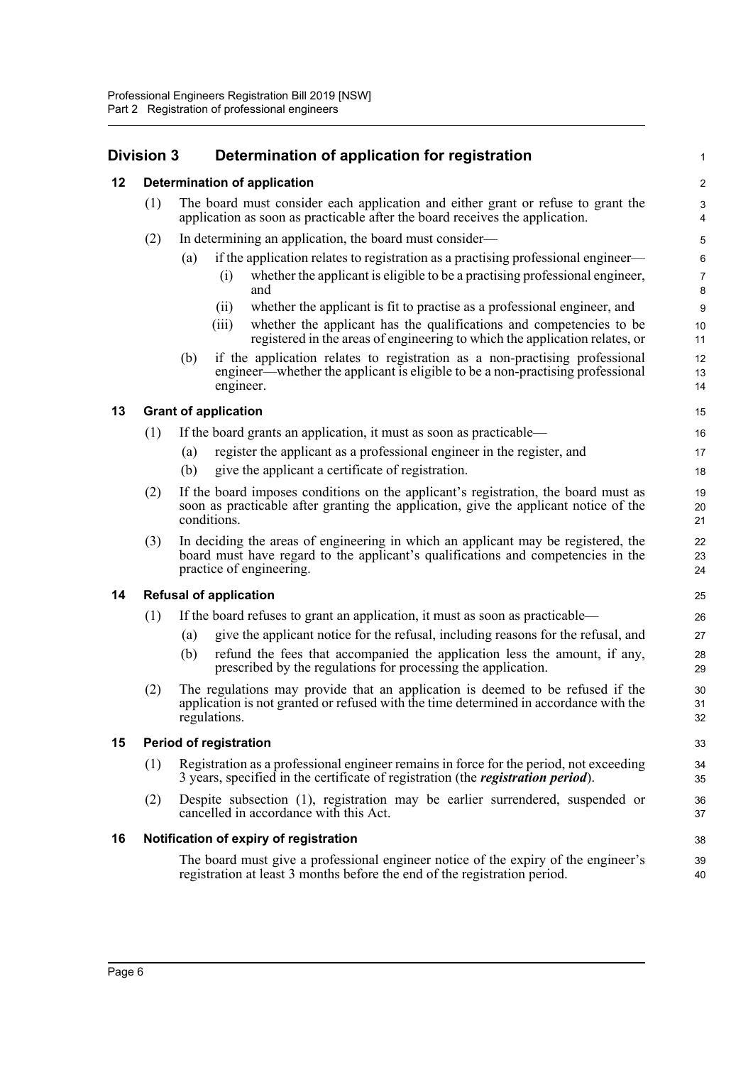## Division 3 Determination of application for registration

### 12 Determination of application

(1) The board must consider each application and either grant or refuse to grant the application as soon as practicable after the board receives the application.

(2) In determining an application, the board must consider—

(a) if the application relates to registration as a practising professional engineer—

(i) whether the applicant is eligible to be a practising professional engineer, and

(ii) whether the applicant is fit to practise as a professional engineer, and

(iii) whether the applicant has the qualifications and competencies to be registered in the areas of engineering to which the application relates, or

(b) if the application relates to registration as a non-practising professional engineer—whether the applicant is eligible to be a non-practising professional engineer.

### 13 Grant of application

(1) If the board grants an application, it must as soon as practicable—

(a) register the applicant as a professional engineer in the register, and

(b) give the applicant a certificate of registration.

(2) If the board imposes conditions on the applicant's registration, the board must as soon as practicable after granting the application, give the applicant notice of the conditions.

(3) In deciding the areas of engineering in which an applicant may be registered, the board must have regard to the applicant's qualifications and competencies in the practice of engineering.

### 14 Refusal of application

(1) If the board refuses to grant an application, it must as soon as practicable—

(a) give the applicant notice for the refusal, including reasons for the refusal, and

(b) refund the fees that accompanied the application less the amount, if any, prescribed by the regulations for processing the application.

(2) The regulations may provide that an application is deemed to be refused if the application is not granted or refused with the time determined in accordance with the regulations.

### 15 Period of registration

(1) Registration as a professional engineer remains in force for the period, not exceeding 3 years, specified in the certificate of registration (the ***registration period***).

(2) Despite subsection (1), registration may be earlier surrendered, suspended or cancelled in accordance with this Act.

### 16 Notification of expiry of registration

The board must give a professional engineer notice of the expiry of the engineer's registration at least 3 months before the end of the registration period.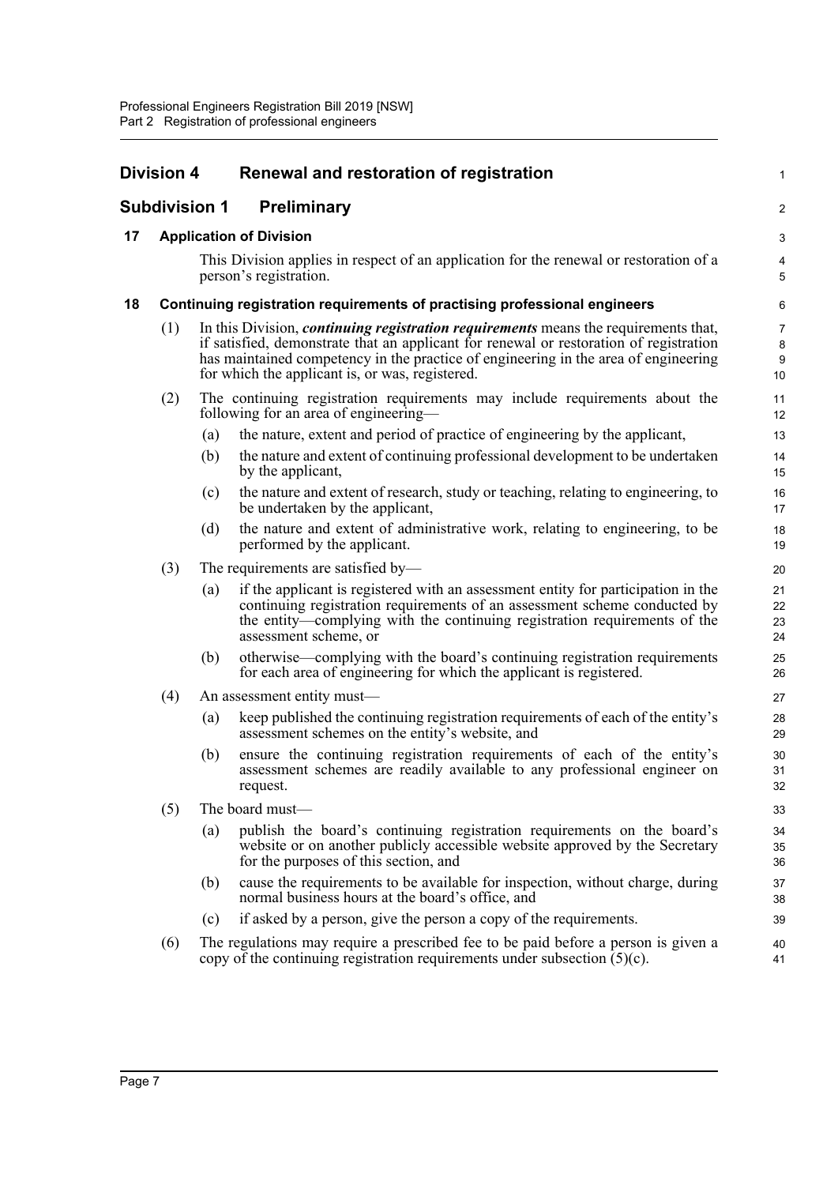## Division 4 Renewal and restoration of registration

### Subdivision 1 Preliminary

**17 Application of Division**

This Division applies in respect of an application for the renewal or restoration of a person's registration.

**18 Continuing registration requirements of practising professional engineers**

(1) In this Division, ***continuing registration requirements*** means the requirements that, if satisfied, demonstrate that an applicant for renewal or restoration of registration has maintained competency in the practice of engineering in the area of engineering for which the applicant is, or was, registered.

(2) The continuing registration requirements may include requirements about the following for an area of engineering—

- (a) the nature, extent and period of practice of engineering by the applicant,
- (b) the nature and extent of continuing professional development to be undertaken by the applicant,
- (c) the nature and extent of research, study or teaching, relating to engineering, to be undertaken by the applicant,
- (d) the nature and extent of administrative work, relating to engineering, to be performed by the applicant.

(3) The requirements are satisfied by—

- (a) if the applicant is registered with an assessment entity for participation in the continuing registration requirements of an assessment scheme conducted by the entity—complying with the continuing registration requirements of the assessment scheme, or
- (b) otherwise—complying with the board's continuing registration requirements for each area of engineering for which the applicant is registered.

(4) An assessment entity must—

- (a) keep published the continuing registration requirements of each of the entity's assessment schemes on the entity's website, and
- (b) ensure the continuing registration requirements of each of the entity's assessment schemes are readily available to any professional engineer on request.

(5) The board must—

- (a) publish the board's continuing registration requirements on the board's website or on another publicly accessible website approved by the Secretary for the purposes of this section, and
- (b) cause the requirements to be available for inspection, without charge, during normal business hours at the board's office, and
- (c) if asked by a person, give the person a copy of the requirements.

(6) The regulations may require a prescribed fee to be paid before a person is given a copy of the continuing registration requirements under subsection (5)(c).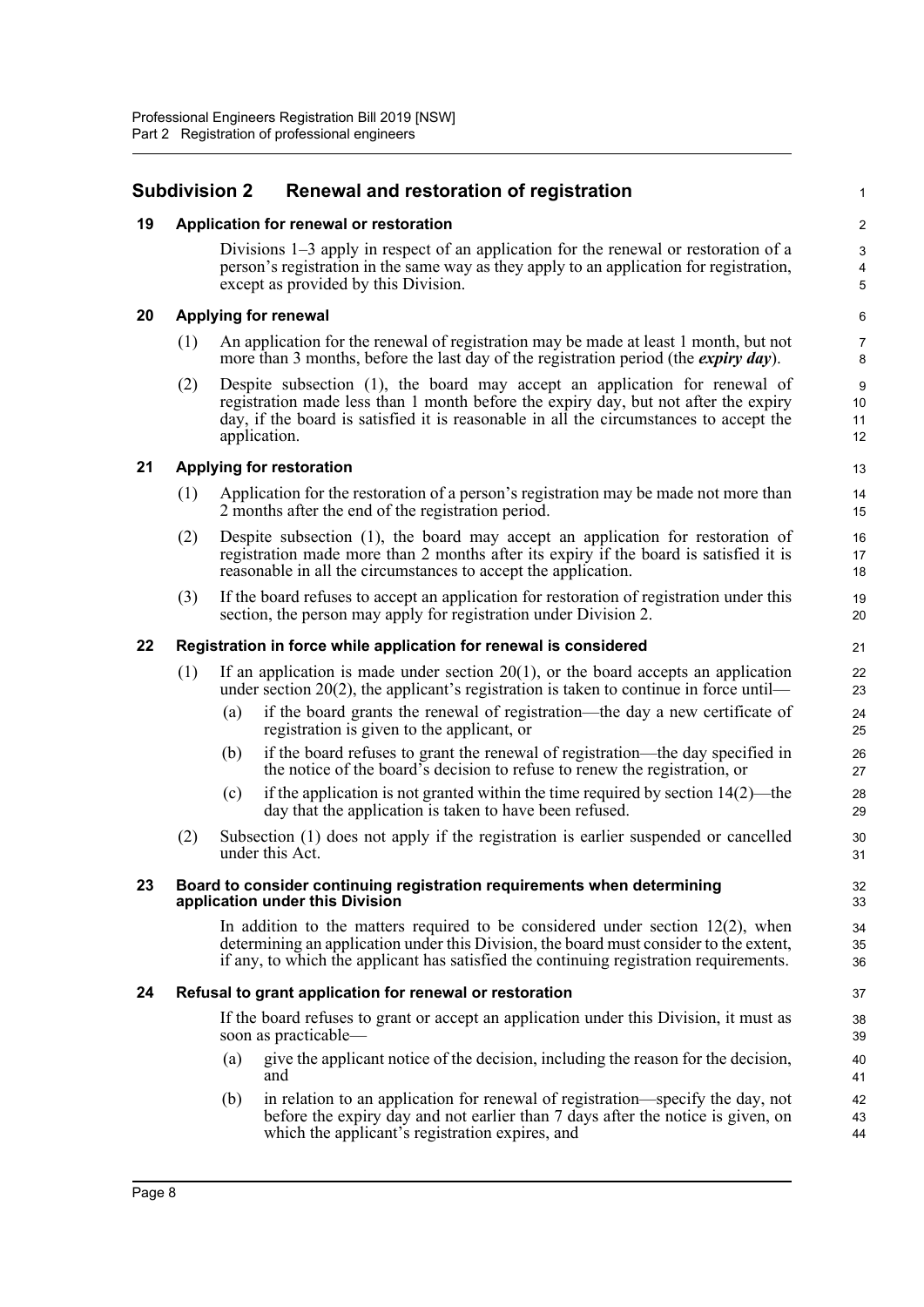## Subdivision 2 Renewal and restoration of registration

### 19 Application for renewal or restoration

Divisions 1–3 apply in respect of an application for the renewal or restoration of a person's registration in the same way as they apply to an application for registration, except as provided by this Division.

### 20 Applying for renewal

(1) An application for the renewal of registration may be made at least 1 month, but not more than 3 months, before the last day of the registration period (the ***expiry day***).

(2) Despite subsection (1), the board may accept an application for renewal of registration made less than 1 month before the expiry day, but not after the expiry day, if the board is satisfied it is reasonable in all the circumstances to accept the application.

### 21 Applying for restoration

(1) Application for the restoration of a person's registration may be made not more than 2 months after the end of the registration period.

(2) Despite subsection (1), the board may accept an application for restoration of registration made more than 2 months after its expiry if the board is satisfied it is reasonable in all the circumstances to accept the application.

(3) If the board refuses to accept an application for restoration of registration under this section, the person may apply for registration under Division 2.

### 22 Registration in force while application for renewal is considered

(1) If an application is made under section 20(1), or the board accepts an application under section 20(2), the applicant's registration is taken to continue in force until—

(a) if the board grants the renewal of registration—the day a new certificate of registration is given to the applicant, or

(b) if the board refuses to grant the renewal of registration—the day specified in the notice of the board's decision to refuse to renew the registration, or

(c) if the application is not granted within the time required by section 14(2)—the day that the application is taken to have been refused.

(2) Subsection (1) does not apply if the registration is earlier suspended or cancelled under this Act.

### 23 Board to consider continuing registration requirements when determining application under this Division

In addition to the matters required to be considered under section 12(2), when determining an application under this Division, the board must consider to the extent, if any, to which the applicant has satisfied the continuing registration requirements.

### 24 Refusal to grant application for renewal or restoration

If the board refuses to grant or accept an application under this Division, it must as soon as practicable—

(a) give the applicant notice of the decision, including the reason for the decision, and

(b) in relation to an application for renewal of registration—specify the day, not before the expiry day and not earlier than 7 days after the notice is given, on which the applicant's registration expires, and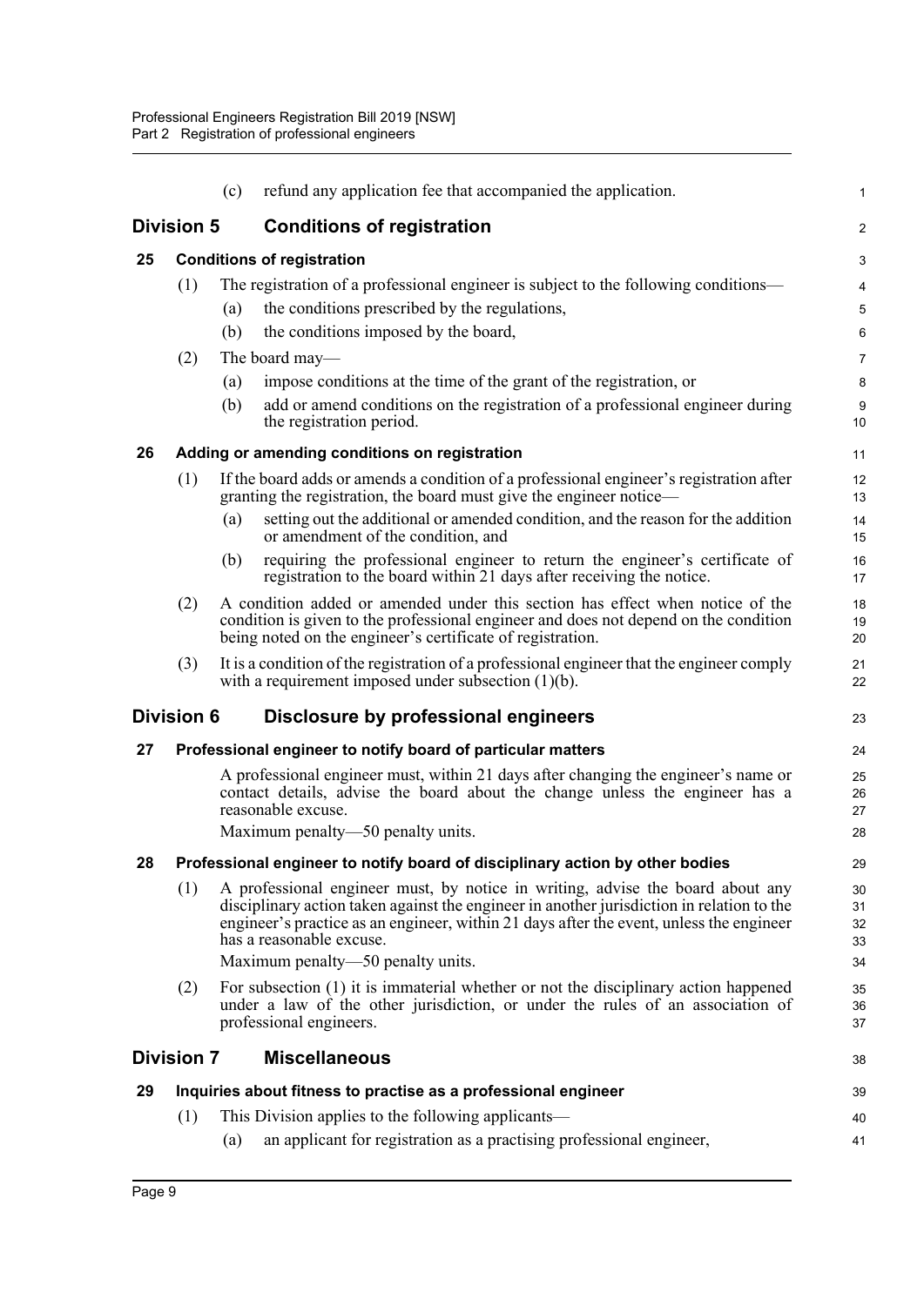(c) refund any application fee that accompanied the application.

## Division 5 Conditions of registration

### 25 Conditions of registration

(1) The registration of a professional engineer is subject to the following conditions—

(a) the conditions prescribed by the regulations,

(b) the conditions imposed by the board,

(2) The board may—

(a) impose conditions at the time of the grant of the registration, or

(b) add or amend conditions on the registration of a professional engineer during the registration period.

### 26 Adding or amending conditions on registration

(1) If the board adds or amends a condition of a professional engineer's registration after granting the registration, the board must give the engineer notice—

(a) setting out the additional or amended condition, and the reason for the addition or amendment of the condition, and

(b) requiring the professional engineer to return the engineer's certificate of registration to the board within 21 days after receiving the notice.

(2) A condition added or amended under this section has effect when notice of the condition is given to the professional engineer and does not depend on the condition being noted on the engineer's certificate of registration.

(3) It is a condition of the registration of a professional engineer that the engineer comply with a requirement imposed under subsection (1)(b).

## Division 6 Disclosure by professional engineers

### 27 Professional engineer to notify board of particular matters

A professional engineer must, within 21 days after changing the engineer's name or contact details, advise the board about the change unless the engineer has a reasonable excuse.

Maximum penalty—50 penalty units.

### 28 Professional engineer to notify board of disciplinary action by other bodies

(1) A professional engineer must, by notice in writing, advise the board about any disciplinary action taken against the engineer in another jurisdiction in relation to the engineer's practice as an engineer, within 21 days after the event, unless the engineer has a reasonable excuse.

Maximum penalty—50 penalty units.

(2) For subsection (1) it is immaterial whether or not the disciplinary action happened under a law of the other jurisdiction, or under the rules of an association of professional engineers.

## Division 7 Miscellaneous

### 29 Inquiries about fitness to practise as a professional engineer

(1) This Division applies to the following applicants—

(a) an applicant for registration as a practising professional engineer,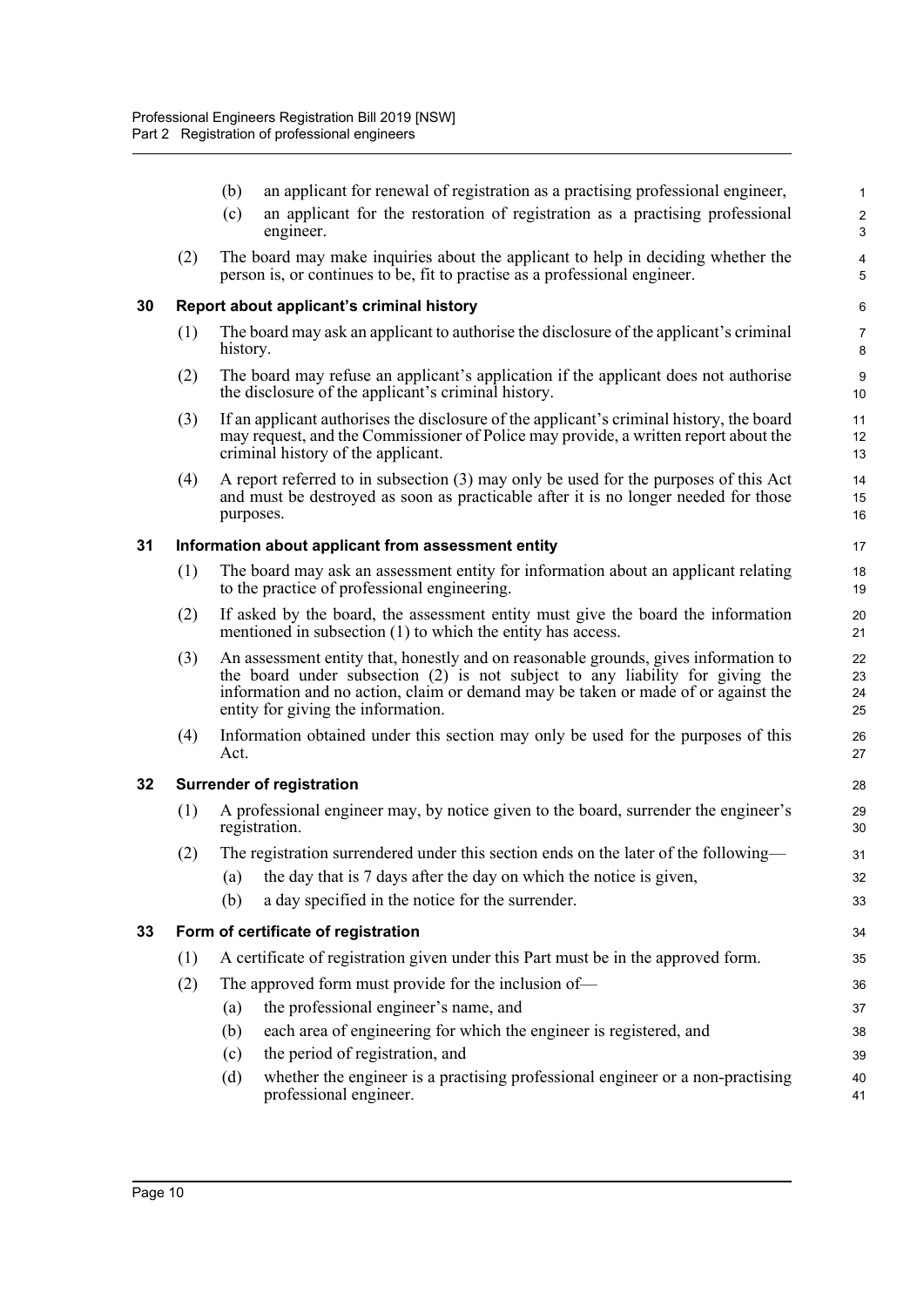(b) an applicant for renewal of registration as a practising professional engineer,

(c) an applicant for the restoration of registration as a practising professional engineer.

(2) The board may make inquiries about the applicant to help in deciding whether the person is, or continues to be, fit to practise as a professional engineer.

### 30 Report about applicant's criminal history

(1) The board may ask an applicant to authorise the disclosure of the applicant's criminal history.

(2) The board may refuse an applicant's application if the applicant does not authorise the disclosure of the applicant's criminal history.

(3) If an applicant authorises the disclosure of the applicant's criminal history, the board may request, and the Commissioner of Police may provide, a written report about the criminal history of the applicant.

(4) A report referred to in subsection (3) may only be used for the purposes of this Act and must be destroyed as soon as practicable after it is no longer needed for those purposes.

### 31 Information about applicant from assessment entity

(1) The board may ask an assessment entity for information about an applicant relating to the practice of professional engineering.

(2) If asked by the board, the assessment entity must give the board the information mentioned in subsection (1) to which the entity has access.

(3) An assessment entity that, honestly and on reasonable grounds, gives information to the board under subsection (2) is not subject to any liability for giving the information and no action, claim or demand may be taken or made of or against the entity for giving the information.

(4) Information obtained under this section may only be used for the purposes of this Act.

### 32 Surrender of registration

(1) A professional engineer may, by notice given to the board, surrender the engineer's registration.

(2) The registration surrendered under this section ends on the later of the following—

(a) the day that is 7 days after the day on which the notice is given,

(b) a day specified in the notice for the surrender.

### 33 Form of certificate of registration

(1) A certificate of registration given under this Part must be in the approved form.

(2) The approved form must provide for the inclusion of—

(a) the professional engineer's name, and

(b) each area of engineering for which the engineer is registered, and

(c) the period of registration, and

(d) whether the engineer is a practising professional engineer or a non-practising professional engineer.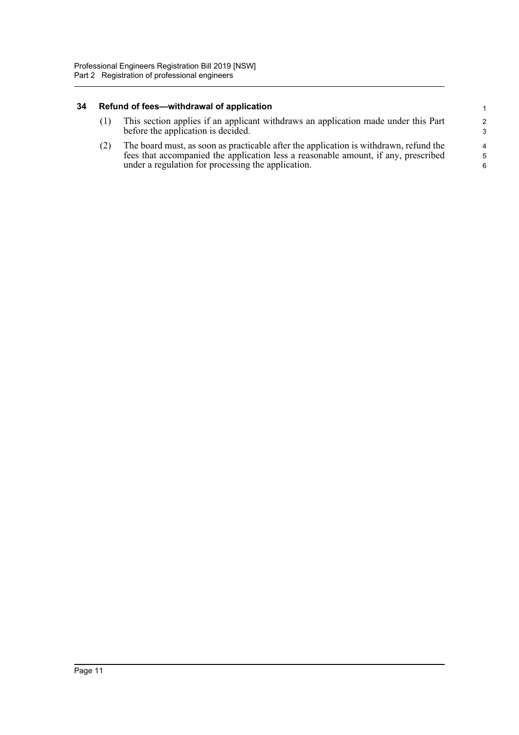### 34 Refund of fees—withdrawal of application

(1) This section applies if an applicant withdraws an application made under this Part before the application is decided.

(2) The board must, as soon as practicable after the application is withdrawn, refund the fees that accompanied the application less a reasonable amount, if any, prescribed under a regulation for processing the application.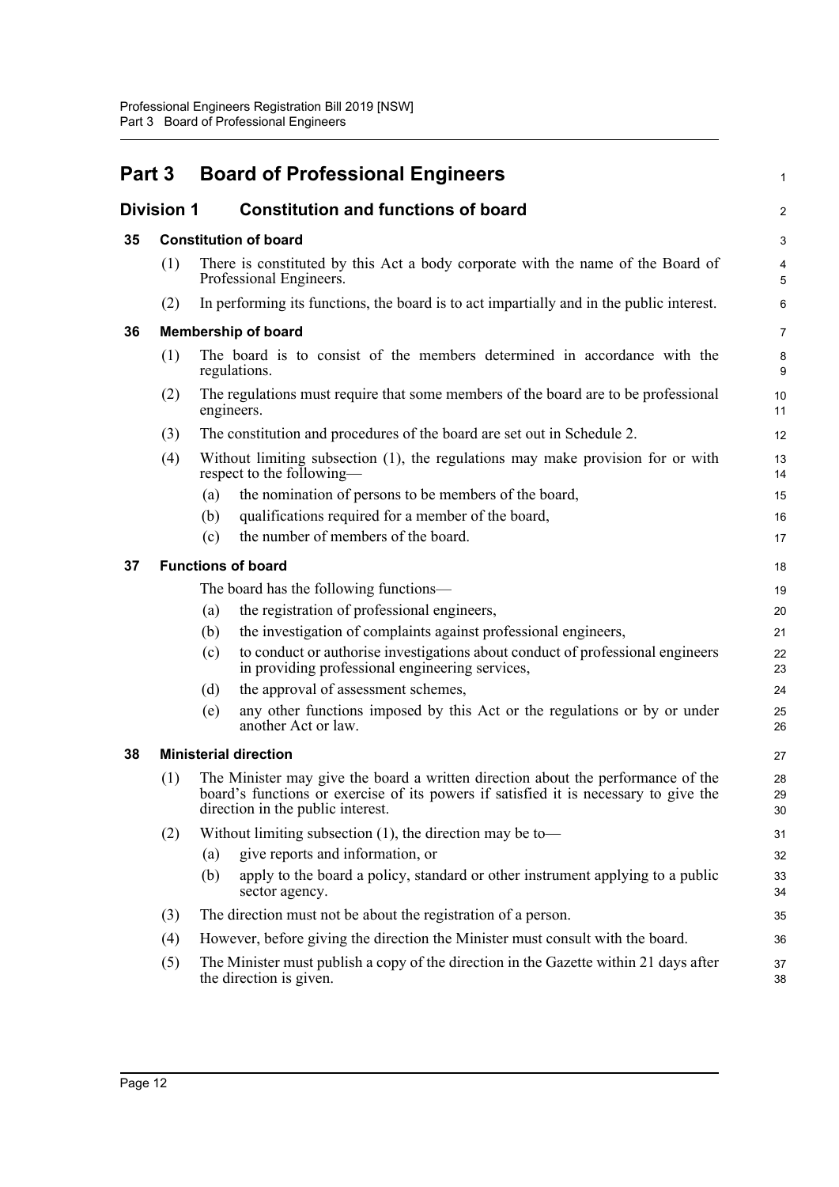# Part 3 Board of Professional Engineers

## Division 1 Constitution and functions of board

### 35 Constitution of board

(1) There is constituted by this Act a body corporate with the name of the Board of Professional Engineers.

(2) In performing its functions, the board is to act impartially and in the public interest.

### 36 Membership of board

(1) The board is to consist of the members determined in accordance with the regulations.

(2) The regulations must require that some members of the board are to be professional engineers.

(3) The constitution and procedures of the board are set out in Schedule 2.

(4) Without limiting subsection (1), the regulations may make provision for or with respect to the following—

- (a) the nomination of persons to be members of the board,
- (b) qualifications required for a member of the board,
- (c) the number of members of the board.

### 37 Functions of board

The board has the following functions—

- (a) the registration of professional engineers,
- (b) the investigation of complaints against professional engineers,
- (c) to conduct or authorise investigations about conduct of professional engineers in providing professional engineering services,
- (d) the approval of assessment schemes,
- (e) any other functions imposed by this Act or the regulations or by or under another Act or law.

### 38 Ministerial direction

(1) The Minister may give the board a written direction about the performance of the board's functions or exercise of its powers if satisfied it is necessary to give the direction in the public interest.

(2) Without limiting subsection (1), the direction may be to—

- (a) give reports and information, or
- (b) apply to the board a policy, standard or other instrument applying to a public sector agency.

(3) The direction must not be about the registration of a person.

(4) However, before giving the direction the Minister must consult with the board.

(5) The Minister must publish a copy of the direction in the Gazette within 21 days after the direction is given.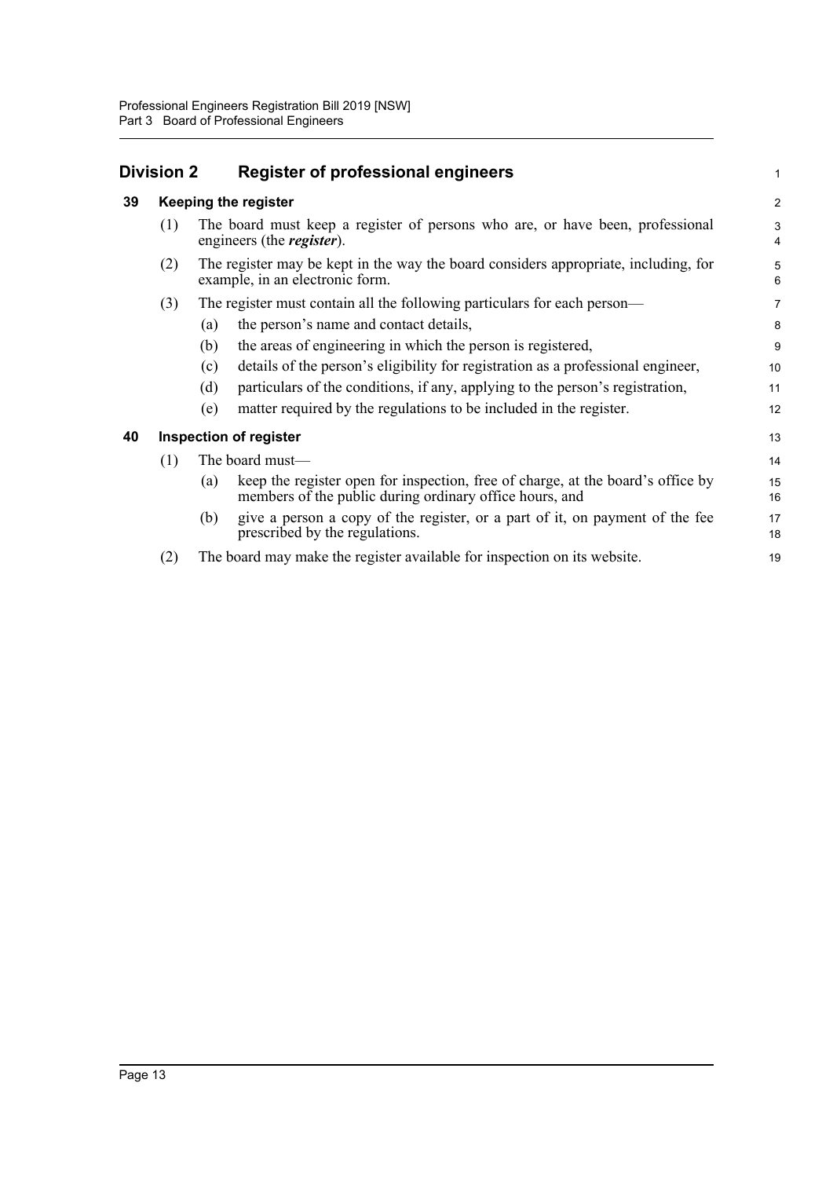## Division 2 Register of professional engineers

### 39 Keeping the register

(1) The board must keep a register of persons who are, or have been, professional engineers (the ***register***).

(2) The register may be kept in the way the board considers appropriate, including, for example, in an electronic form.

(3) The register must contain all the following particulars for each person—

(a) the person's name and contact details,

(b) the areas of engineering in which the person is registered,

(c) details of the person's eligibility for registration as a professional engineer,

(d) particulars of the conditions, if any, applying to the person's registration,

(e) matter required by the regulations to be included in the register.

### 40 Inspection of register

(1) The board must—

(a) keep the register open for inspection, free of charge, at the board's office by members of the public during ordinary office hours, and

(b) give a person a copy of the register, or a part of it, on payment of the fee prescribed by the regulations.

(2) The board may make the register available for inspection on its website.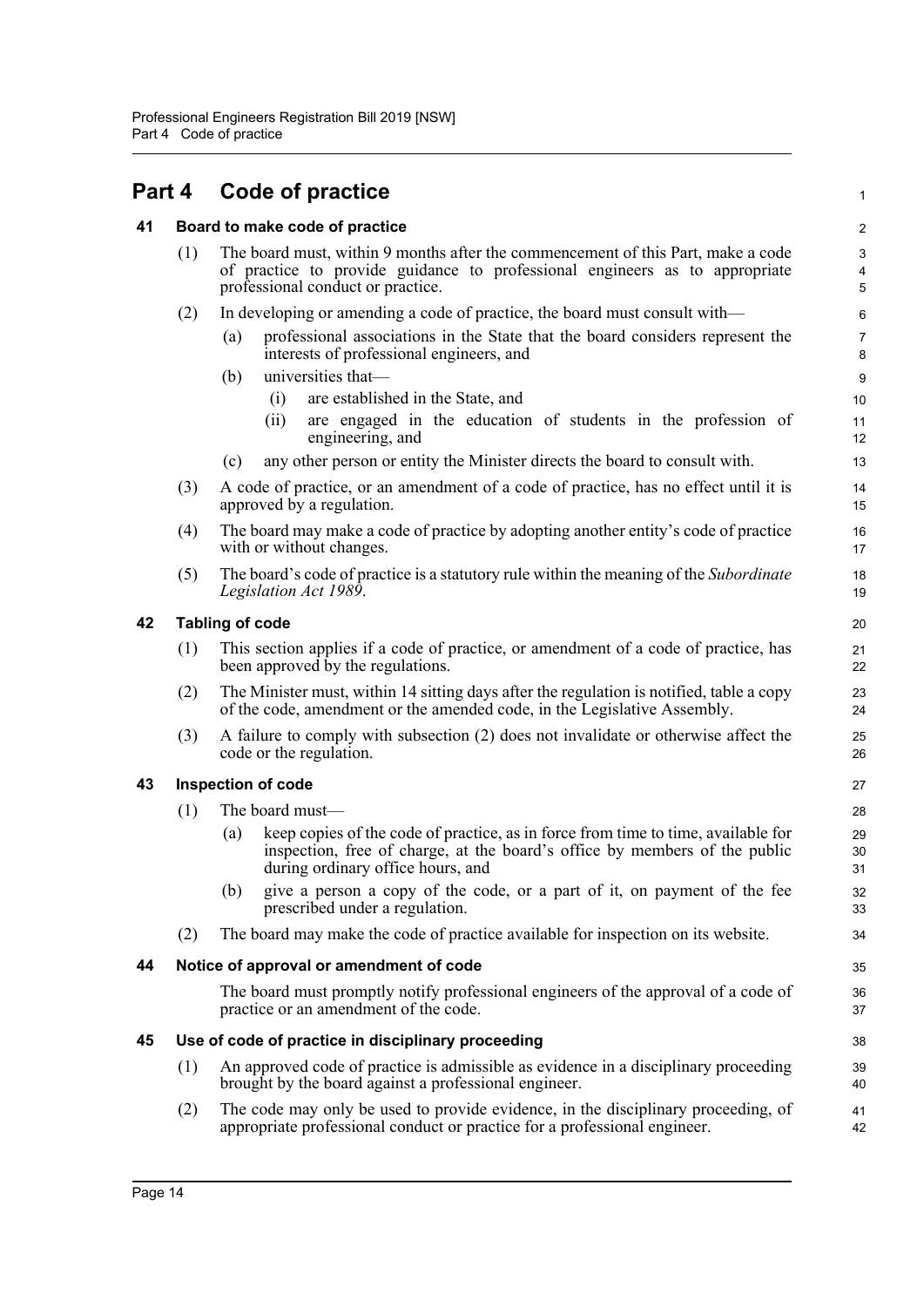# Part 4 Code of practice

## 41 Board to make code of practice

(1) The board must, within 9 months after the commencement of this Part, make a code of practice to provide guidance to professional engineers as to appropriate professional conduct or practice.

(2) In developing or amending a code of practice, the board must consult with—

(a) professional associations in the State that the board considers represent the interests of professional engineers, and

(b) universities that—

(i) are established in the State, and

(ii) are engaged in the education of students in the profession of engineering, and

(c) any other person or entity the Minister directs the board to consult with.

(3) A code of practice, or an amendment of a code of practice, has no effect until it is approved by a regulation.

(4) The board may make a code of practice by adopting another entity's code of practice with or without changes.

(5) The board's code of practice is a statutory rule within the meaning of the *Subordinate Legislation Act 1989*.

## 42 Tabling of code

(1) This section applies if a code of practice, or amendment of a code of practice, has been approved by the regulations.

(2) The Minister must, within 14 sitting days after the regulation is notified, table a copy of the code, amendment or the amended code, in the Legislative Assembly.

(3) A failure to comply with subsection (2) does not invalidate or otherwise affect the code or the regulation.

## 43 Inspection of code

(1) The board must—

(a) keep copies of the code of practice, as in force from time to time, available for inspection, free of charge, at the board's office by members of the public during ordinary office hours, and

(b) give a person a copy of the code, or a part of it, on payment of the fee prescribed under a regulation.

(2) The board may make the code of practice available for inspection on its website.

## 44 Notice of approval or amendment of code

The board must promptly notify professional engineers of the approval of a code of practice or an amendment of the code.

## 45 Use of code of practice in disciplinary proceeding

(1) An approved code of practice is admissible as evidence in a disciplinary proceeding brought by the board against a professional engineer.

(2) The code may only be used to provide evidence, in the disciplinary proceeding, of appropriate professional conduct or practice for a professional engineer.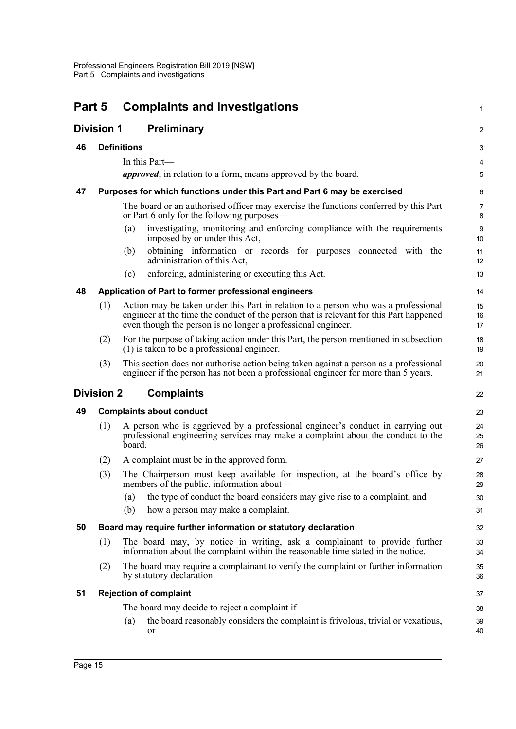# Part 5 Complaints and investigations

## Division 1 Preliminary

### 46 Definitions

In this Part—

***approved***, in relation to a form, means approved by the board.

### 47 Purposes for which functions under this Part and Part 6 may be exercised

The board or an authorised officer may exercise the functions conferred by this Part or Part 6 only for the following purposes—

(a) investigating, monitoring and enforcing compliance with the requirements imposed by or under this Act,

(b) obtaining information or records for purposes connected with the administration of this Act,

(c) enforcing, administering or executing this Act.

### 48 Application of Part to former professional engineers

(1) Action may be taken under this Part in relation to a person who was a professional engineer at the time the conduct of the person that is relevant for this Part happened even though the person is no longer a professional engineer.

(2) For the purpose of taking action under this Part, the person mentioned in subsection (1) is taken to be a professional engineer.

(3) This section does not authorise action being taken against a person as a professional engineer if the person has not been a professional engineer for more than 5 years.

## Division 2 Complaints

### 49 Complaints about conduct

(1) A person who is aggrieved by a professional engineer's conduct in carrying out professional engineering services may make a complaint about the conduct to the board.

(2) A complaint must be in the approved form.

(3) The Chairperson must keep available for inspection, at the board's office by members of the public, information about—

(a) the type of conduct the board considers may give rise to a complaint, and

(b) how a person may make a complaint.

### 50 Board may require further information or statutory declaration

(1) The board may, by notice in writing, ask a complainant to provide further information about the complaint within the reasonable time stated in the notice.

(2) The board may require a complainant to verify the complaint or further information by statutory declaration.

### 51 Rejection of complaint

The board may decide to reject a complaint if—

(a) the board reasonably considers the complaint is frivolous, trivial or vexatious, or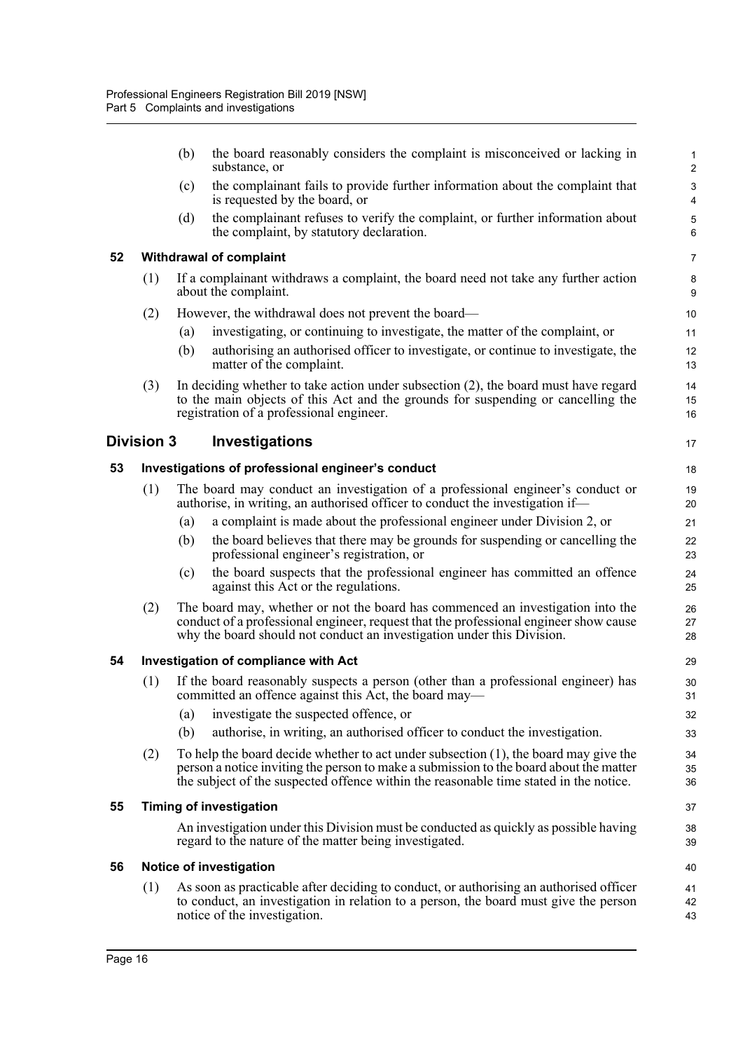(b) the board reasonably considers the complaint is misconceived or lacking in substance, or

(c) the complainant fails to provide further information about the complaint that is requested by the board, or

(d) the complainant refuses to verify the complaint, or further information about the complaint, by statutory declaration.

**52 Withdrawal of complaint**

(1) If a complainant withdraws a complaint, the board need not take any further action about the complaint.

(2) However, the withdrawal does not prevent the board—

(a) investigating, or continuing to investigate, the matter of the complaint, or

(b) authorising an authorised officer to investigate, or continue to investigate, the matter of the complaint.

(3) In deciding whether to take action under subsection (2), the board must have regard to the main objects of this Act and the grounds for suspending or cancelling the registration of a professional engineer.

## Division 3 Investigations

**53 Investigations of professional engineer's conduct**

(1) The board may conduct an investigation of a professional engineer's conduct or authorise, in writing, an authorised officer to conduct the investigation if—

(a) a complaint is made about the professional engineer under Division 2, or

(b) the board believes that there may be grounds for suspending or cancelling the professional engineer's registration, or

(c) the board suspects that the professional engineer has committed an offence against this Act or the regulations.

(2) The board may, whether or not the board has commenced an investigation into the conduct of a professional engineer, request that the professional engineer show cause why the board should not conduct an investigation under this Division.

**54 Investigation of compliance with Act**

(1) If the board reasonably suspects a person (other than a professional engineer) has committed an offence against this Act, the board may—

(a) investigate the suspected offence, or

(b) authorise, in writing, an authorised officer to conduct the investigation.

(2) To help the board decide whether to act under subsection (1), the board may give the person a notice inviting the person to make a submission to the board about the matter the subject of the suspected offence within the reasonable time stated in the notice.

**55 Timing of investigation**

An investigation under this Division must be conducted as quickly as possible having regard to the nature of the matter being investigated.

**56 Notice of investigation**

(1) As soon as practicable after deciding to conduct, or authorising an authorised officer to conduct, an investigation in relation to a person, the board must give the person notice of the investigation.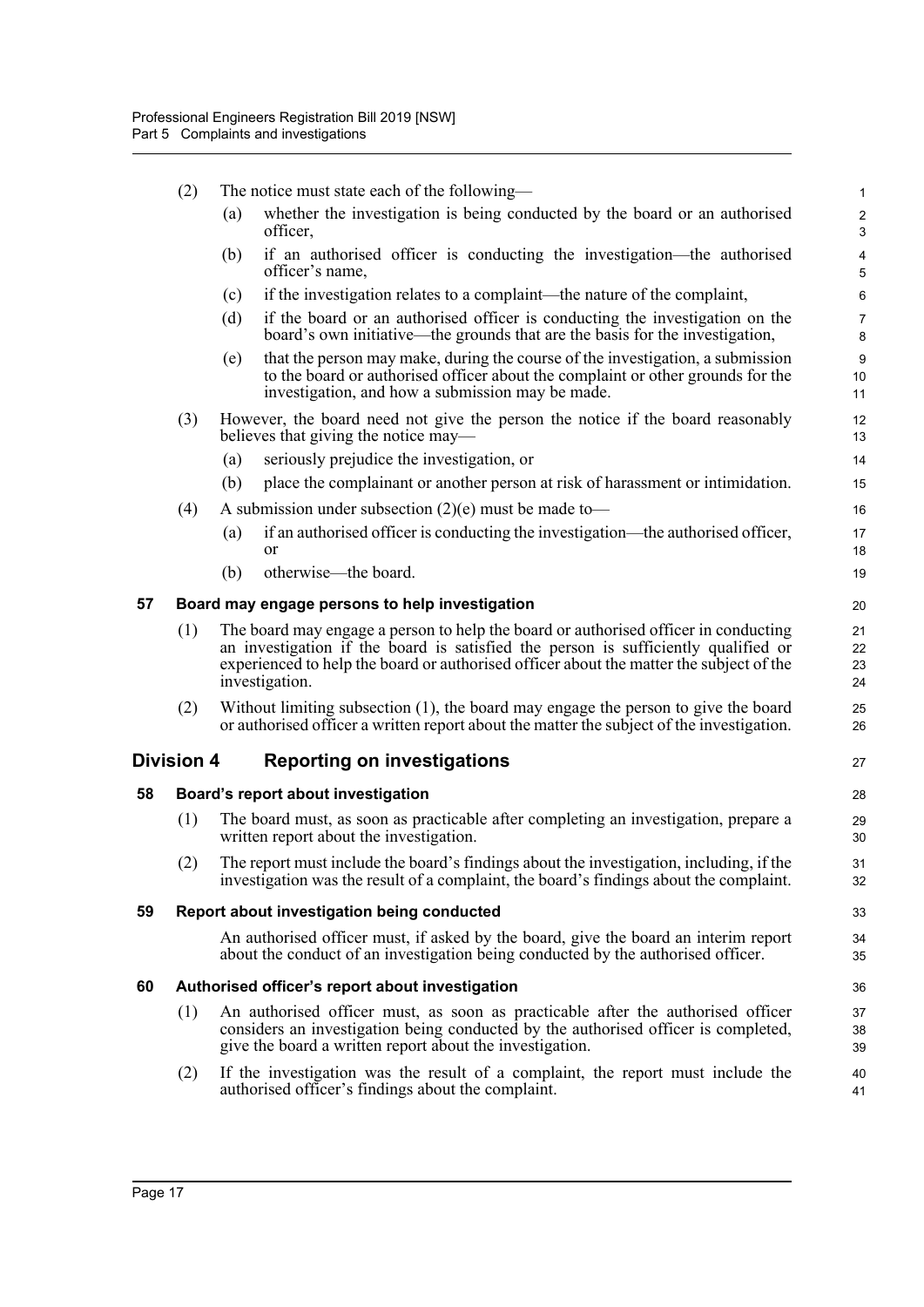(2) The notice must state each of the following—

(a) whether the investigation is being conducted by the board or an authorised officer,

(b) if an authorised officer is conducting the investigation—the authorised officer's name,

(c) if the investigation relates to a complaint—the nature of the complaint,

(d) if the board or an authorised officer is conducting the investigation on the board's own initiative—the grounds that are the basis for the investigation,

(e) that the person may make, during the course of the investigation, a submission to the board or authorised officer about the complaint or other grounds for the investigation, and how a submission may be made.

(3) However, the board need not give the person the notice if the board reasonably believes that giving the notice may—

(a) seriously prejudice the investigation, or

(b) place the complainant or another person at risk of harassment or intimidation.

(4) A submission under subsection (2)(e) must be made to—

(a) if an authorised officer is conducting the investigation—the authorised officer, or

(b) otherwise—the board.

### 57 Board may engage persons to help investigation

(1) The board may engage a person to help the board or authorised officer in conducting an investigation if the board is satisfied the person is sufficiently qualified or experienced to help the board or authorised officer about the matter the subject of the investigation.

(2) Without limiting subsection (1), the board may engage the person to give the board or authorised officer a written report about the matter the subject of the investigation.

## Division 4 Reporting on investigations

### 58 Board's report about investigation

(1) The board must, as soon as practicable after completing an investigation, prepare a written report about the investigation.

(2) The report must include the board's findings about the investigation, including, if the investigation was the result of a complaint, the board's findings about the complaint.

### 59 Report about investigation being conducted

An authorised officer must, if asked by the board, give the board an interim report about the conduct of an investigation being conducted by the authorised officer.

### 60 Authorised officer's report about investigation

(1) An authorised officer must, as soon as practicable after the authorised officer considers an investigation being conducted by the authorised officer is completed, give the board a written report about the investigation.

(2) If the investigation was the result of a complaint, the report must include the authorised officer's findings about the complaint.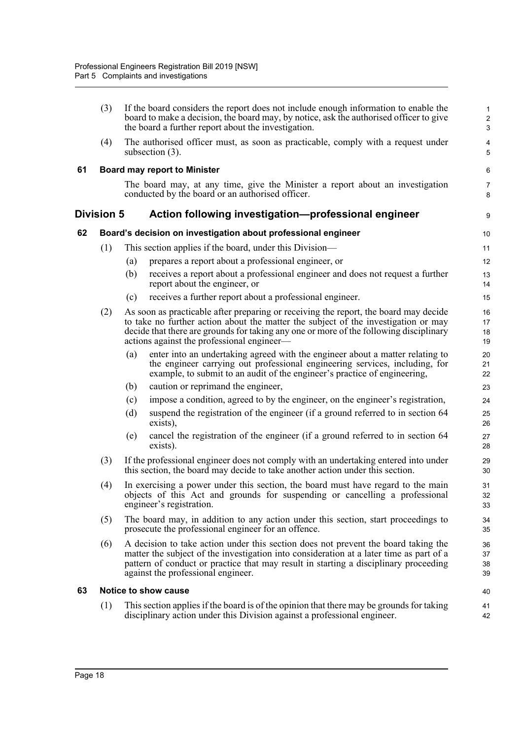(3) If the board considers the report does not include enough information to enable the board to make a decision, the board may, by notice, ask the authorised officer to give the board a further report about the investigation.

(4) The authorised officer must, as soon as practicable, comply with a request under subsection (3).

### 61 Board may report to Minister

The board may, at any time, give the Minister a report about an investigation conducted by the board or an authorised officer.

## Division 5 Action following investigation—professional engineer

### 62 Board's decision on investigation about professional engineer

(1) This section applies if the board, under this Division—

(a) prepares a report about a professional engineer, or

(b) receives a report about a professional engineer and does not request a further report about the engineer, or

(c) receives a further report about a professional engineer.

(2) As soon as practicable after preparing or receiving the report, the board may decide to take no further action about the matter the subject of the investigation or may decide that there are grounds for taking any one or more of the following disciplinary actions against the professional engineer—

(a) enter into an undertaking agreed with the engineer about a matter relating to the engineer carrying out professional engineering services, including, for example, to submit to an audit of the engineer's practice of engineering,

(b) caution or reprimand the engineer,

(c) impose a condition, agreed to by the engineer, on the engineer's registration,

(d) suspend the registration of the engineer (if a ground referred to in section 64 exists),

(e) cancel the registration of the engineer (if a ground referred to in section 64 exists).

(3) If the professional engineer does not comply with an undertaking entered into under this section, the board may decide to take another action under this section.

(4) In exercising a power under this section, the board must have regard to the main objects of this Act and grounds for suspending or cancelling a professional engineer's registration.

(5) The board may, in addition to any action under this section, start proceedings to prosecute the professional engineer for an offence.

(6) A decision to take action under this section does not prevent the board taking the matter the subject of the investigation into consideration at a later time as part of a pattern of conduct or practice that may result in starting a disciplinary proceeding against the professional engineer.

### 63 Notice to show cause

(1) This section applies if the board is of the opinion that there may be grounds for taking disciplinary action under this Division against a professional engineer.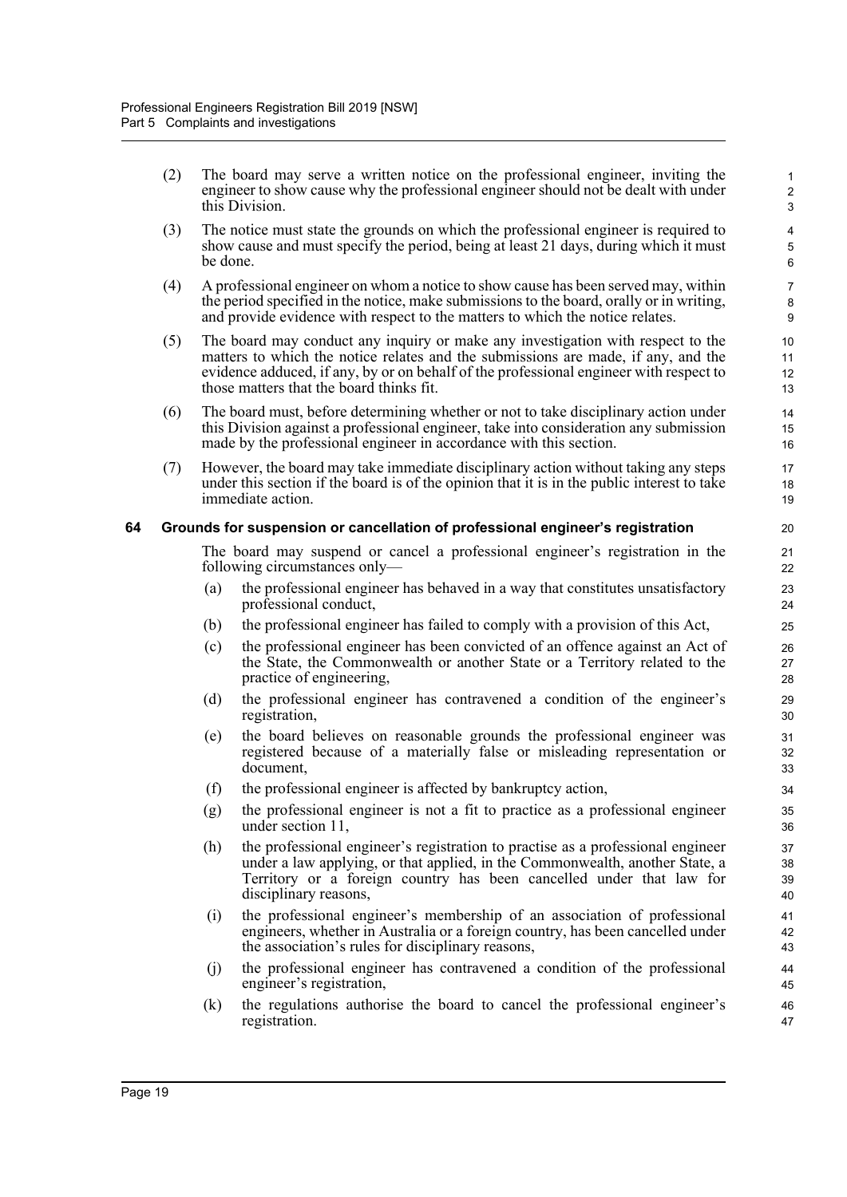(2) The board may serve a written notice on the professional engineer, inviting the engineer to show cause why the professional engineer should not be dealt with under this Division.

(3) The notice must state the grounds on which the professional engineer is required to show cause and must specify the period, being at least 21 days, during which it must be done.

(4) A professional engineer on whom a notice to show cause has been served may, within the period specified in the notice, make submissions to the board, orally or in writing, and provide evidence with respect to the matters to which the notice relates.

(5) The board may conduct any inquiry or make any investigation with respect to the matters to which the notice relates and the submissions are made, if any, and the evidence adduced, if any, by or on behalf of the professional engineer with respect to those matters that the board thinks fit.

(6) The board must, before determining whether or not to take disciplinary action under this Division against a professional engineer, take into consideration any submission made by the professional engineer in accordance with this section.

(7) However, the board may take immediate disciplinary action without taking any steps under this section if the board is of the opinion that it is in the public interest to take immediate action.

### 64 Grounds for suspension or cancellation of professional engineer's registration

The board may suspend or cancel a professional engineer's registration in the following circumstances only—

(a) the professional engineer has behaved in a way that constitutes unsatisfactory professional conduct,

(b) the professional engineer has failed to comply with a provision of this Act,

(c) the professional engineer has been convicted of an offence against an Act of the State, the Commonwealth or another State or a Territory related to the practice of engineering,

(d) the professional engineer has contravened a condition of the engineer's registration,

(e) the board believes on reasonable grounds the professional engineer was registered because of a materially false or misleading representation or document,

(f) the professional engineer is affected by bankruptcy action,

(g) the professional engineer is not a fit to practice as a professional engineer under section 11,

(h) the professional engineer's registration to practise as a professional engineer under a law applying, or that applied, in the Commonwealth, another State, a Territory or a foreign country has been cancelled under that law for disciplinary reasons,

(i) the professional engineer's membership of an association of professional engineers, whether in Australia or a foreign country, has been cancelled under the association's rules for disciplinary reasons,

(j) the professional engineer has contravened a condition of the professional engineer's registration,

(k) the regulations authorise the board to cancel the professional engineer's registration.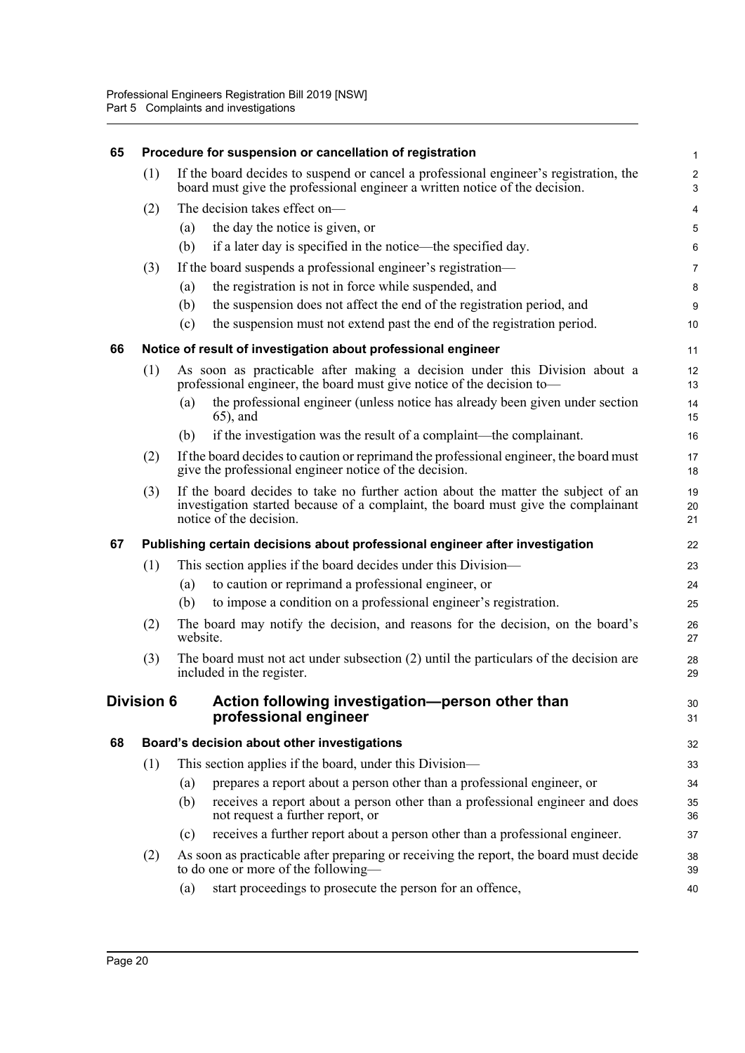### 65 Procedure for suspension or cancellation of registration

(1) If the board decides to suspend or cancel a professional engineer's registration, the board must give the professional engineer a written notice of the decision.

(2) The decision takes effect on—

(a) the day the notice is given, or

(b) if a later day is specified in the notice—the specified day.

(3) If the board suspends a professional engineer's registration—

(a) the registration is not in force while suspended, and

(b) the suspension does not affect the end of the registration period, and

(c) the suspension must not extend past the end of the registration period.

### 66 Notice of result of investigation about professional engineer

(1) As soon as practicable after making a decision under this Division about a professional engineer, the board must give notice of the decision to—

(a) the professional engineer (unless notice has already been given under section 65), and

(b) if the investigation was the result of a complaint—the complainant.

(2) If the board decides to caution or reprimand the professional engineer, the board must give the professional engineer notice of the decision.

(3) If the board decides to take no further action about the matter the subject of an investigation started because of a complaint, the board must give the complainant notice of the decision.

### 67 Publishing certain decisions about professional engineer after investigation

(1) This section applies if the board decides under this Division—

(a) to caution or reprimand a professional engineer, or

(b) to impose a condition on a professional engineer's registration.

(2) The board may notify the decision, and reasons for the decision, on the board's website.

(3) The board must not act under subsection (2) until the particulars of the decision are included in the register.

## Division 6 Action following investigation—person other than professional engineer

### 68 Board's decision about other investigations

(1) This section applies if the board, under this Division—

(a) prepares a report about a person other than a professional engineer, or

(b) receives a report about a person other than a professional engineer and does not request a further report, or

(c) receives a further report about a person other than a professional engineer.

(2) As soon as practicable after preparing or receiving the report, the board must decide to do one or more of the following—

(a) start proceedings to prosecute the person for an offence,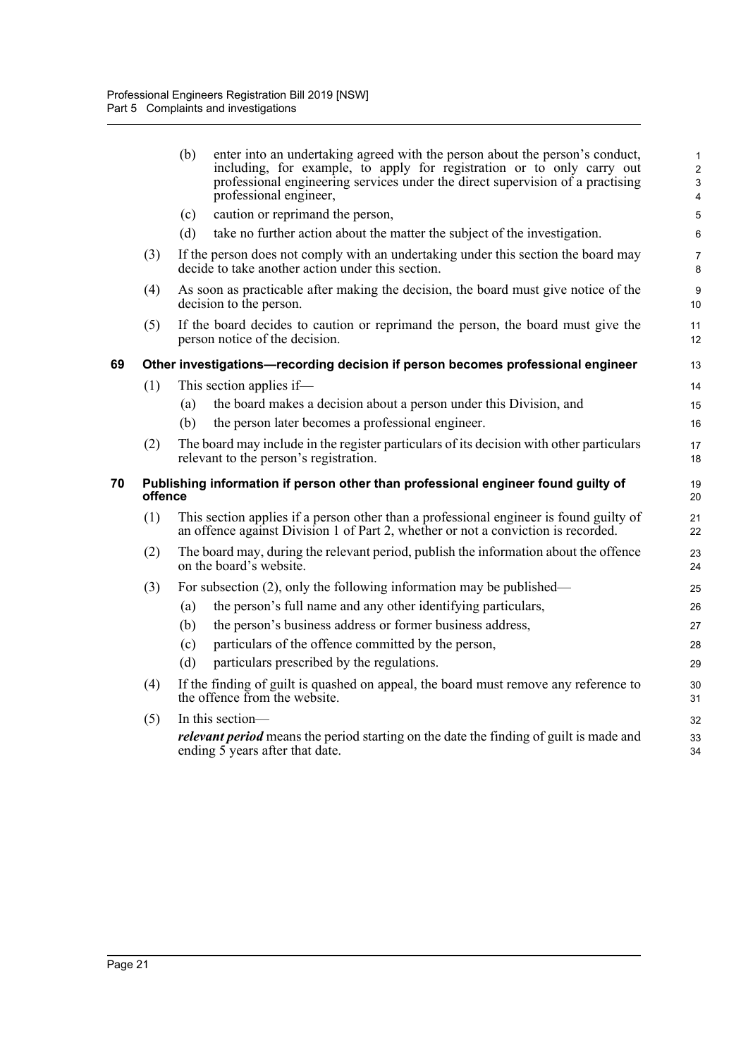(b) enter into an undertaking agreed with the person about the person's conduct, including, for example, to apply for registration or to only carry out professional engineering services under the direct supervision of a practising professional engineer,

(c) caution or reprimand the person,

(d) take no further action about the matter the subject of the investigation.

(3) If the person does not comply with an undertaking under this section the board may decide to take another action under this section.

(4) As soon as practicable after making the decision, the board must give notice of the decision to the person.

(5) If the board decides to caution or reprimand the person, the board must give the person notice of the decision.

## 69 Other investigations—recording decision if person becomes professional engineer

(1) This section applies if—

(a) the board makes a decision about a person under this Division, and

(b) the person later becomes a professional engineer.

(2) The board may include in the register particulars of its decision with other particulars relevant to the person's registration.

## 70 Publishing information if person other than professional engineer found guilty of offence

(1) This section applies if a person other than a professional engineer is found guilty of an offence against Division 1 of Part 2, whether or not a conviction is recorded.

(2) The board may, during the relevant period, publish the information about the offence on the board's website.

(3) For subsection (2), only the following information may be published—

(a) the person's full name and any other identifying particulars,

(b) the person's business address or former business address,

(c) particulars of the offence committed by the person,

(d) particulars prescribed by the regulations.

(4) If the finding of guilt is quashed on appeal, the board must remove any reference to the offence from the website.

(5) In this section—

***relevant period*** means the period starting on the date the finding of guilt is made and ending 5 years after that date.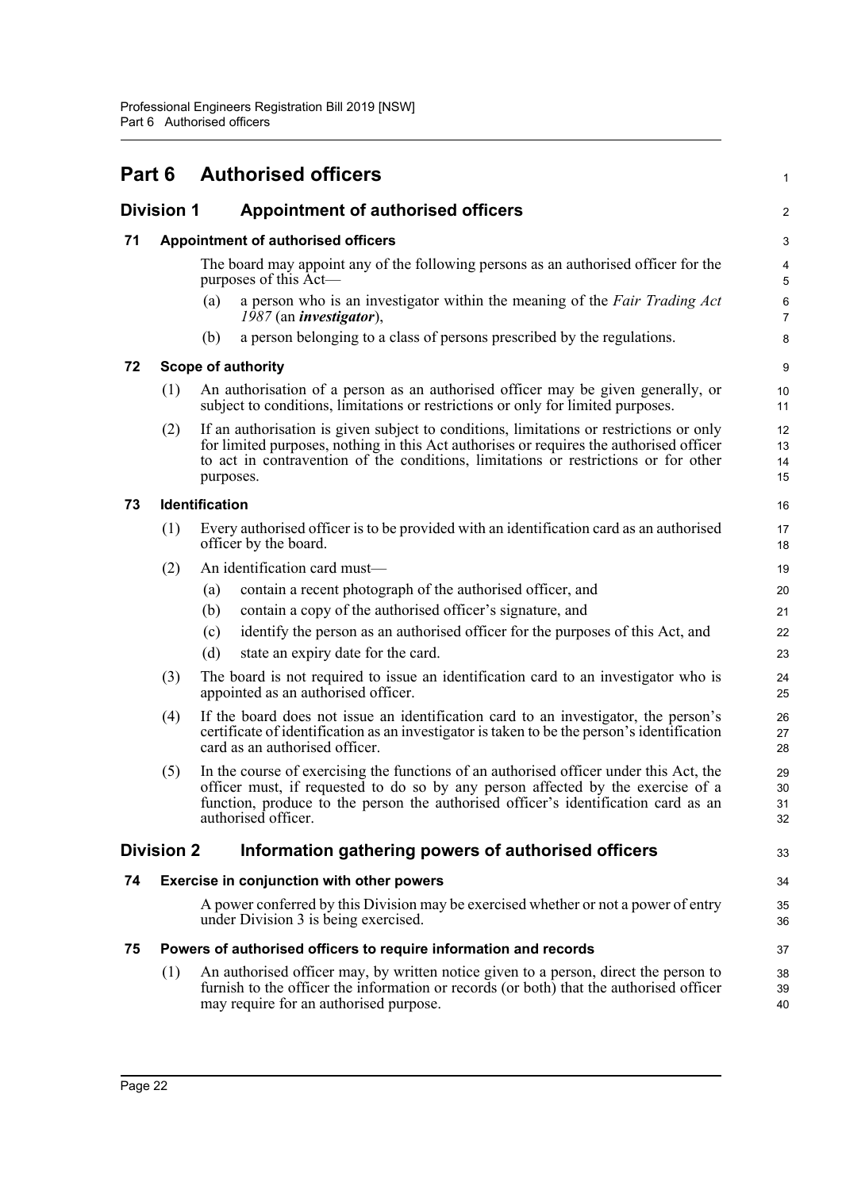# Part 6 Authorised officers

## Division 1 Appointment of authorised officers

### 71 Appointment of authorised officers

The board may appoint any of the following persons as an authorised officer for the purposes of this Act—

(a) a person who is an investigator within the meaning of the *Fair Trading Act 1987* (an ***investigator***),

(b) a person belonging to a class of persons prescribed by the regulations.

### 72 Scope of authority

(1) An authorisation of a person as an authorised officer may be given generally, or subject to conditions, limitations or restrictions or only for limited purposes.

(2) If an authorisation is given subject to conditions, limitations or restrictions or only for limited purposes, nothing in this Act authorises or requires the authorised officer to act in contravention of the conditions, limitations or restrictions or for other purposes.

### 73 Identification

(1) Every authorised officer is to be provided with an identification card as an authorised officer by the board.

(2) An identification card must—

(a) contain a recent photograph of the authorised officer, and

(b) contain a copy of the authorised officer's signature, and

(c) identify the person as an authorised officer for the purposes of this Act, and

(d) state an expiry date for the card.

(3) The board is not required to issue an identification card to an investigator who is appointed as an authorised officer.

(4) If the board does not issue an identification card to an investigator, the person's certificate of identification as an investigator is taken to be the person's identification card as an authorised officer.

(5) In the course of exercising the functions of an authorised officer under this Act, the officer must, if requested to do so by any person affected by the exercise of a function, produce to the person the authorised officer's identification card as an authorised officer.

## Division 2 Information gathering powers of authorised officers

### 74 Exercise in conjunction with other powers

A power conferred by this Division may be exercised whether or not a power of entry under Division 3 is being exercised.

### 75 Powers of authorised officers to require information and records

(1) An authorised officer may, by written notice given to a person, direct the person to furnish to the officer the information or records (or both) that the authorised officer may require for an authorised purpose.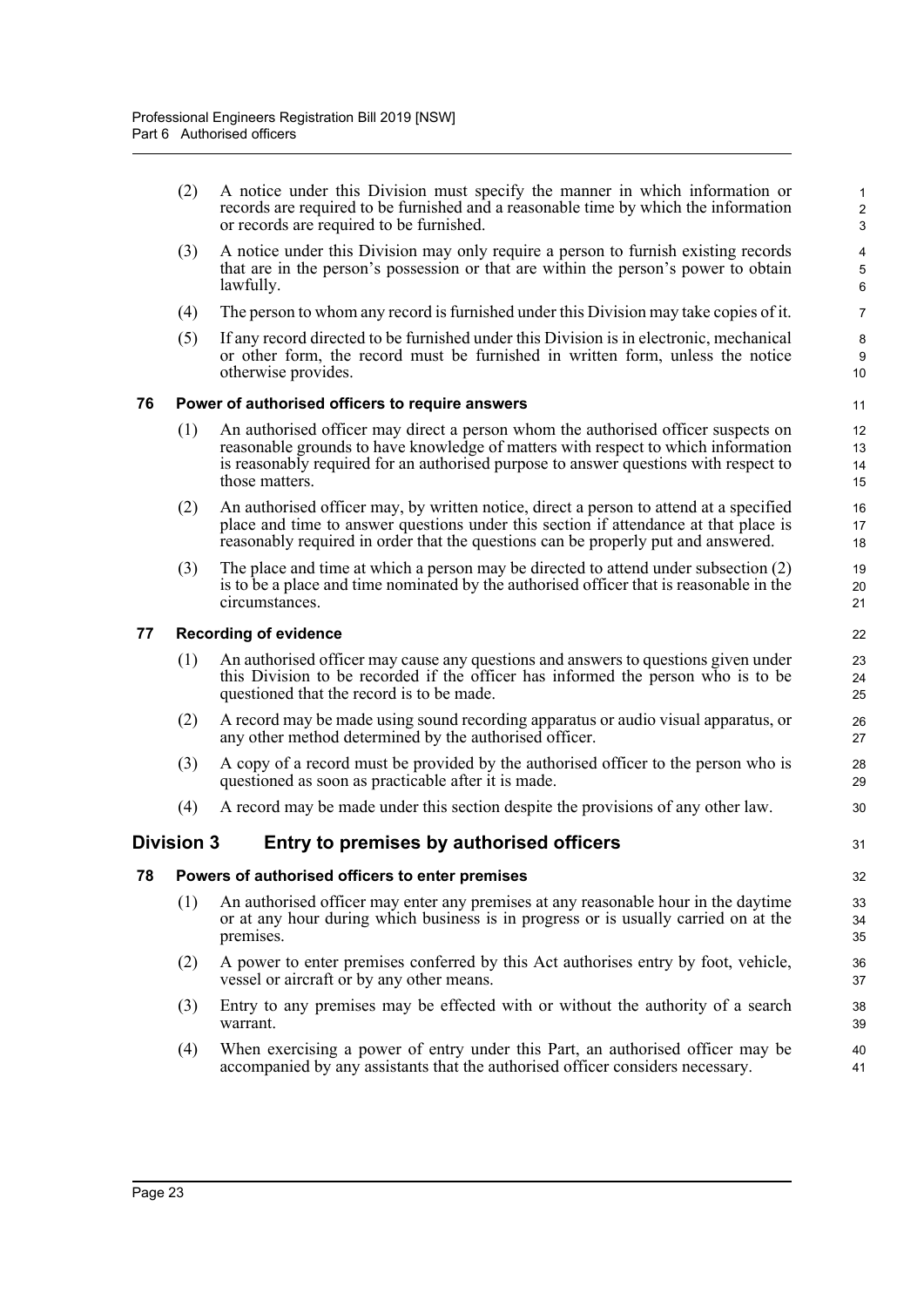(2) A notice under this Division must specify the manner in which information or records are required to be furnished and a reasonable time by which the information or records are required to be furnished.

(3) A notice under this Division may only require a person to furnish existing records that are in the person's possession or that are within the person's power to obtain lawfully.

(4) The person to whom any record is furnished under this Division may take copies of it.

(5) If any record directed to be furnished under this Division is in electronic, mechanical or other form, the record must be furnished in written form, unless the notice otherwise provides.

### 76 Power of authorised officers to require answers

(1) An authorised officer may direct a person whom the authorised officer suspects on reasonable grounds to have knowledge of matters with respect to which information is reasonably required for an authorised purpose to answer questions with respect to those matters.

(2) An authorised officer may, by written notice, direct a person to attend at a specified place and time to answer questions under this section if attendance at that place is reasonably required in order that the questions can be properly put and answered.

(3) The place and time at which a person may be directed to attend under subsection (2) is to be a place and time nominated by the authorised officer that is reasonable in the circumstances.

### 77 Recording of evidence

(1) An authorised officer may cause any questions and answers to questions given under this Division to be recorded if the officer has informed the person who is to be questioned that the record is to be made.

(2) A record may be made using sound recording apparatus or audio visual apparatus, or any other method determined by the authorised officer.

(3) A copy of a record must be provided by the authorised officer to the person who is questioned as soon as practicable after it is made.

(4) A record may be made under this section despite the provisions of any other law.

## Division 3 Entry to premises by authorised officers

### 78 Powers of authorised officers to enter premises

(1) An authorised officer may enter any premises at any reasonable hour in the daytime or at any hour during which business is in progress or is usually carried on at the premises.

(2) A power to enter premises conferred by this Act authorises entry by foot, vehicle, vessel or aircraft or by any other means.

(3) Entry to any premises may be effected with or without the authority of a search warrant.

(4) When exercising a power of entry under this Part, an authorised officer may be accompanied by any assistants that the authorised officer considers necessary.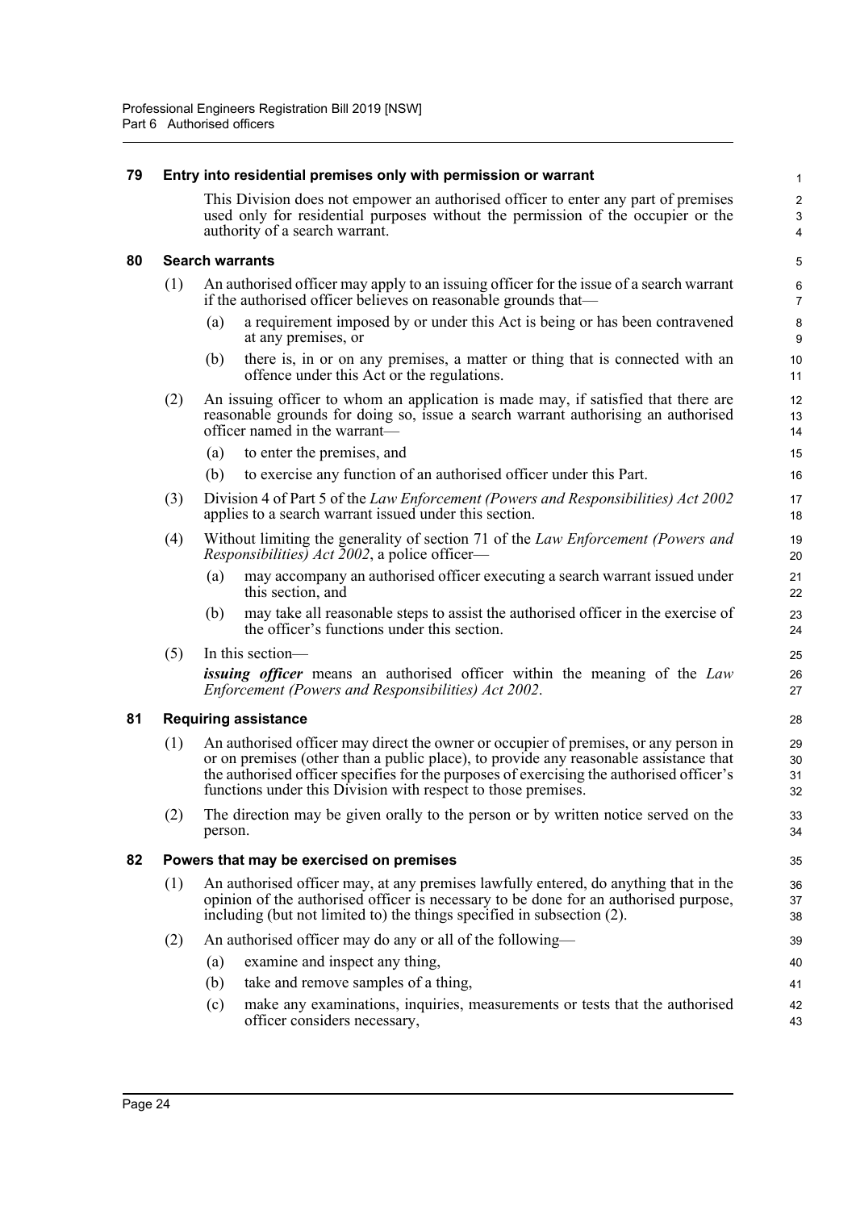## 79 Entry into residential premises only with permission or warrant

This Division does not empower an authorised officer to enter any part of premises used only for residential purposes without the permission of the occupier or the authority of a search warrant.

## 80 Search warrants

(1) An authorised officer may apply to an issuing officer for the issue of a search warrant if the authorised officer believes on reasonable grounds that—

(a) a requirement imposed by or under this Act is being or has been contravened at any premises, or

(b) there is, in or on any premises, a matter or thing that is connected with an offence under this Act or the regulations.

(2) An issuing officer to whom an application is made may, if satisfied that there are reasonable grounds for doing so, issue a search warrant authorising an authorised officer named in the warrant—

(a) to enter the premises, and

(b) to exercise any function of an authorised officer under this Part.

(3) Division 4 of Part 5 of the *Law Enforcement (Powers and Responsibilities) Act 2002* applies to a search warrant issued under this section.

(4) Without limiting the generality of section 71 of the *Law Enforcement (Powers and Responsibilities) Act 2002*, a police officer—

(a) may accompany an authorised officer executing a search warrant issued under this section, and

(b) may take all reasonable steps to assist the authorised officer in the exercise of the officer's functions under this section.

(5) In this section—

***issuing officer*** means an authorised officer within the meaning of the *Law Enforcement (Powers and Responsibilities) Act 2002*.

## 81 Requiring assistance

(1) An authorised officer may direct the owner or occupier of premises, or any person in or on premises (other than a public place), to provide any reasonable assistance that the authorised officer specifies for the purposes of exercising the authorised officer's functions under this Division with respect to those premises.

(2) The direction may be given orally to the person or by written notice served on the person.

## 82 Powers that may be exercised on premises

(1) An authorised officer may, at any premises lawfully entered, do anything that in the opinion of the authorised officer is necessary to be done for an authorised purpose, including (but not limited to) the things specified in subsection (2).

(2) An authorised officer may do any or all of the following—

(a) examine and inspect any thing,

(b) take and remove samples of a thing,

(c) make any examinations, inquiries, measurements or tests that the authorised officer considers necessary,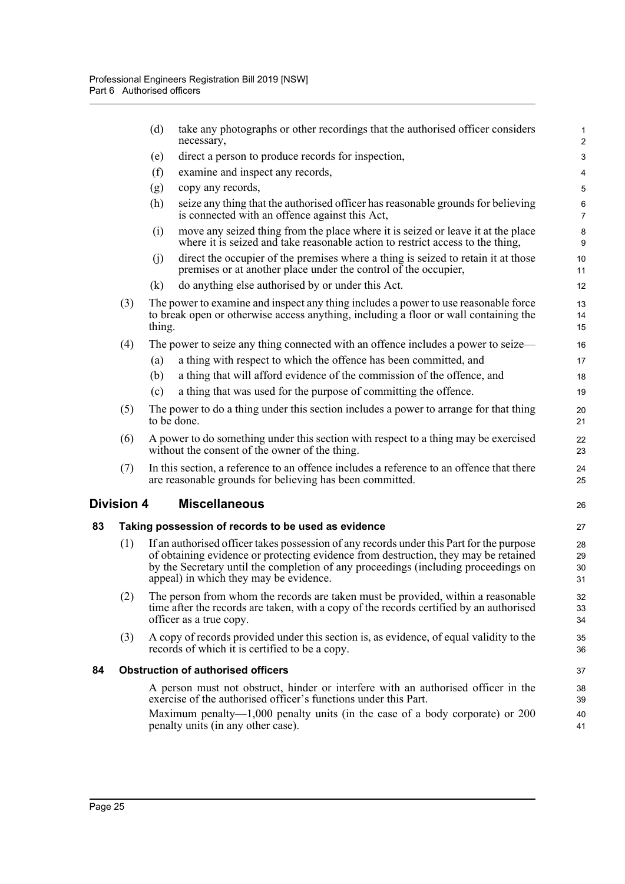(d) take any photographs or other recordings that the authorised officer considers necessary,

(e) direct a person to produce records for inspection,

(f) examine and inspect any records,

(g) copy any records,

(h) seize any thing that the authorised officer has reasonable grounds for believing is connected with an offence against this Act,

(i) move any seized thing from the place where it is seized or leave it at the place where it is seized and take reasonable action to restrict access to the thing,

(j) direct the occupier of the premises where a thing is seized to retain it at those premises or at another place under the control of the occupier,

(k) do anything else authorised by or under this Act.

(3) The power to examine and inspect any thing includes a power to use reasonable force to break open or otherwise access anything, including a floor or wall containing the thing.

(4) The power to seize any thing connected with an offence includes a power to seize—

(a) a thing with respect to which the offence has been committed, and

(b) a thing that will afford evidence of the commission of the offence, and

(c) a thing that was used for the purpose of committing the offence.

(5) The power to do a thing under this section includes a power to arrange for that thing to be done.

(6) A power to do something under this section with respect to a thing may be exercised without the consent of the owner of the thing.

(7) In this section, a reference to an offence includes a reference to an offence that there are reasonable grounds for believing has been committed.

## Division 4 Miscellaneous

### 83 Taking possession of records to be used as evidence

(1) If an authorised officer takes possession of any records under this Part for the purpose of obtaining evidence or protecting evidence from destruction, they may be retained by the Secretary until the completion of any proceedings (including proceedings on appeal) in which they may be evidence.

(2) The person from whom the records are taken must be provided, within a reasonable time after the records are taken, with a copy of the records certified by an authorised officer as a true copy.

(3) A copy of records provided under this section is, as evidence, of equal validity to the records of which it is certified to be a copy.

### 84 Obstruction of authorised officers

A person must not obstruct, hinder or interfere with an authorised officer in the exercise of the authorised officer's functions under this Part.

Maximum penalty—1,000 penalty units (in the case of a body corporate) or 200 penalty units (in any other case).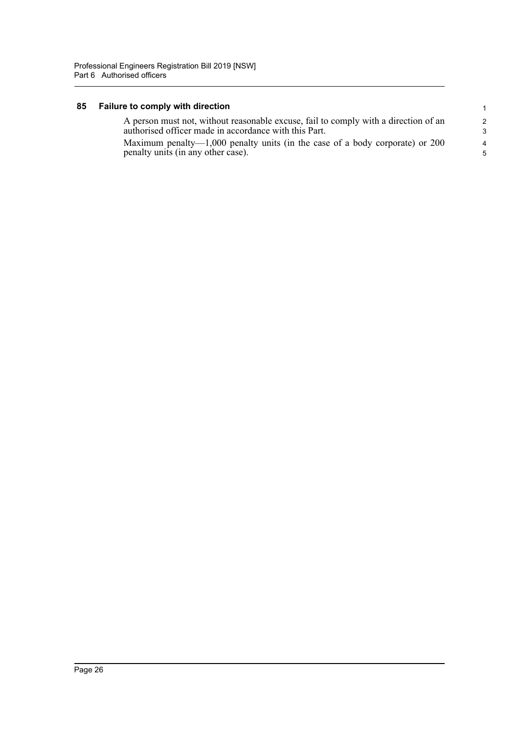### 85 Failure to comply with direction

A person must not, without reasonable excuse, fail to comply with a direction of an authorised officer made in accordance with this Part.

Maximum penalty—1,000 penalty units (in the case of a body corporate) or 200 penalty units (in any other case).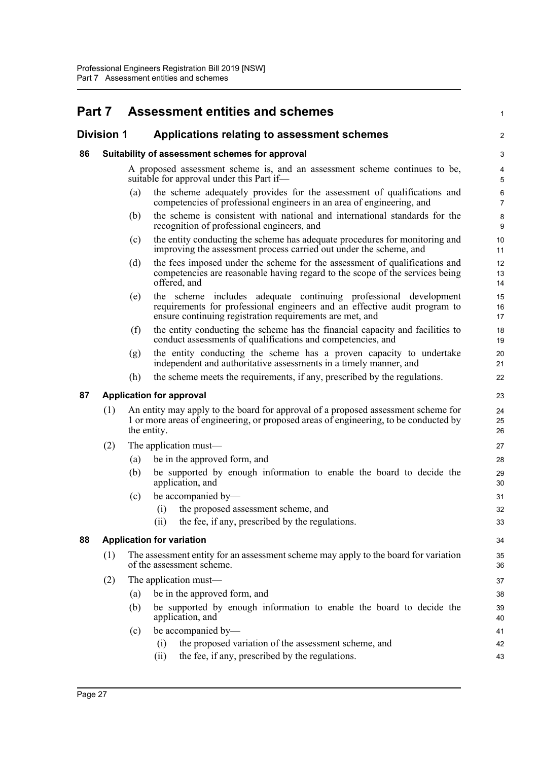# Part 7 Assessment entities and schemes

## Division 1 Applications relating to assessment schemes

### 86 Suitability of assessment schemes for approval

A proposed assessment scheme is, and an assessment scheme continues to be, suitable for approval under this Part if—

(a) the scheme adequately provides for the assessment of qualifications and competencies of professional engineers in an area of engineering, and

(b) the scheme is consistent with national and international standards for the recognition of professional engineers, and

(c) the entity conducting the scheme has adequate procedures for monitoring and improving the assessment process carried out under the scheme, and

(d) the fees imposed under the scheme for the assessment of qualifications and competencies are reasonable having regard to the scope of the services being offered, and

(e) the scheme includes adequate continuing professional development requirements for professional engineers and an effective audit program to ensure continuing registration requirements are met, and

(f) the entity conducting the scheme has the financial capacity and facilities to conduct assessments of qualifications and competencies, and

(g) the entity conducting the scheme has a proven capacity to undertake independent and authoritative assessments in a timely manner, and

(h) the scheme meets the requirements, if any, prescribed by the regulations.

### 87 Application for approval

(1) An entity may apply to the board for approval of a proposed assessment scheme for 1 or more areas of engineering, or proposed areas of engineering, to be conducted by the entity.

(2) The application must—

(a) be in the approved form, and

(b) be supported by enough information to enable the board to decide the application, and

(c) be accompanied by—

(i) the proposed assessment scheme, and

(ii) the fee, if any, prescribed by the regulations.

### 88 Application for variation

(1) The assessment entity for an assessment scheme may apply to the board for variation of the assessment scheme.

(2) The application must—

(a) be in the approved form, and

(b) be supported by enough information to enable the board to decide the application, and

(c) be accompanied by—

(i) the proposed variation of the assessment scheme, and

(ii) the fee, if any, prescribed by the regulations.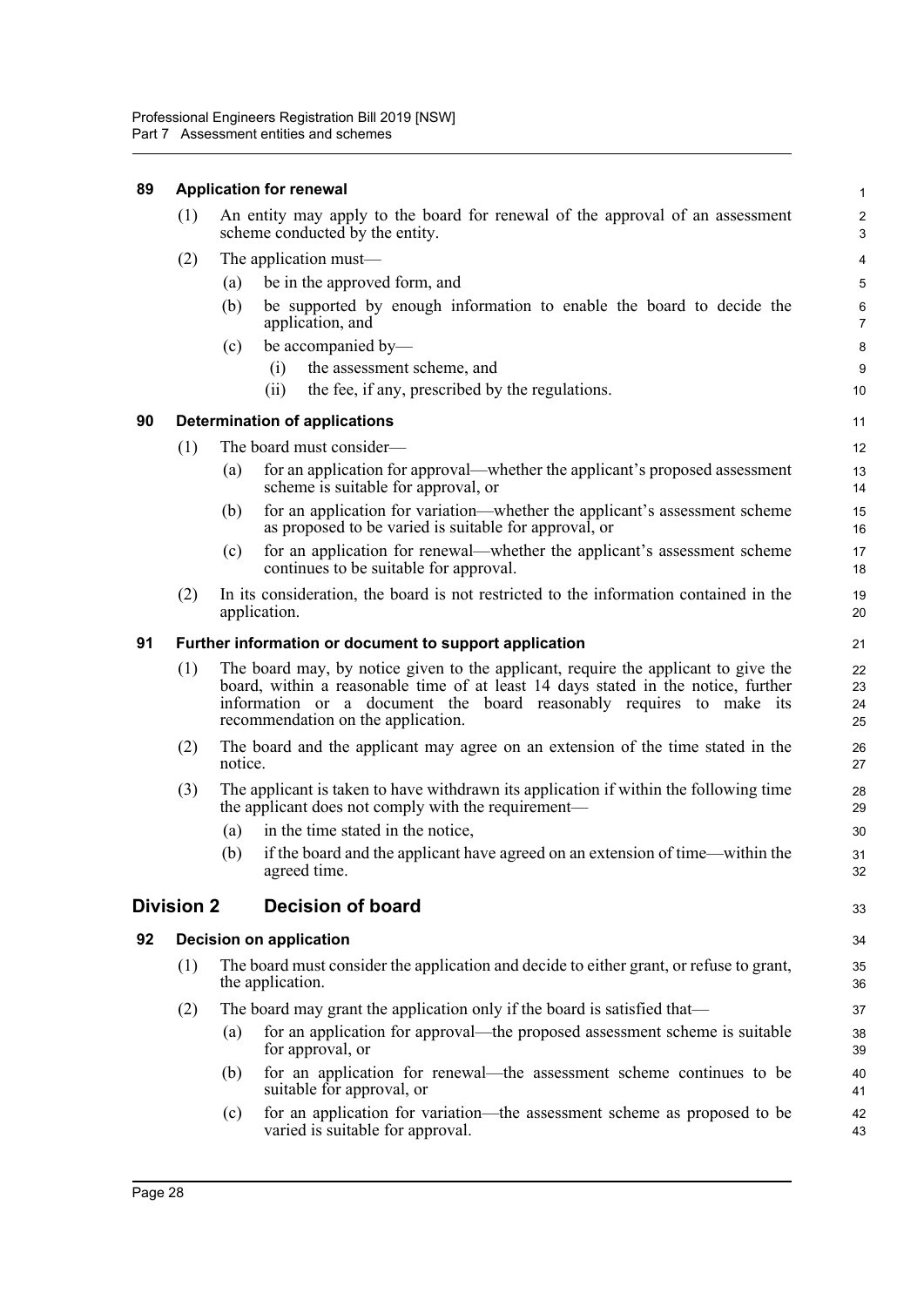### 89 Application for renewal

(1) An entity may apply to the board for renewal of the approval of an assessment scheme conducted by the entity.

(2) The application must—

- (a) be in the approved form, and
- (b) be supported by enough information to enable the board to decide the application, and
- (c) be accompanied by—
  - (i) the assessment scheme, and
  - (ii) the fee, if any, prescribed by the regulations.

### 90 Determination of applications

(1) The board must consider—

- (a) for an application for approval—whether the applicant's proposed assessment scheme is suitable for approval, or
- (b) for an application for variation—whether the applicant's assessment scheme as proposed to be varied is suitable for approval, or
- (c) for an application for renewal—whether the applicant's assessment scheme continues to be suitable for approval.

(2) In its consideration, the board is not restricted to the information contained in the application.

### 91 Further information or document to support application

(1) The board may, by notice given to the applicant, require the applicant to give the board, within a reasonable time of at least 14 days stated in the notice, further information or a document the board reasonably requires to make its recommendation on the application.

(2) The board and the applicant may agree on an extension of the time stated in the notice.

(3) The applicant is taken to have withdrawn its application if within the following time the applicant does not comply with the requirement—

- (a) in the time stated in the notice,
- (b) if the board and the applicant have agreed on an extension of time—within the agreed time.

## Division 2 Decision of board

### 92 Decision on application

(1) The board must consider the application and decide to either grant, or refuse to grant, the application.

(2) The board may grant the application only if the board is satisfied that—

- (a) for an application for approval—the proposed assessment scheme is suitable for approval, or
- (b) for an application for renewal—the assessment scheme continues to be suitable for approval, or
- (c) for an application for variation—the assessment scheme as proposed to be varied is suitable for approval.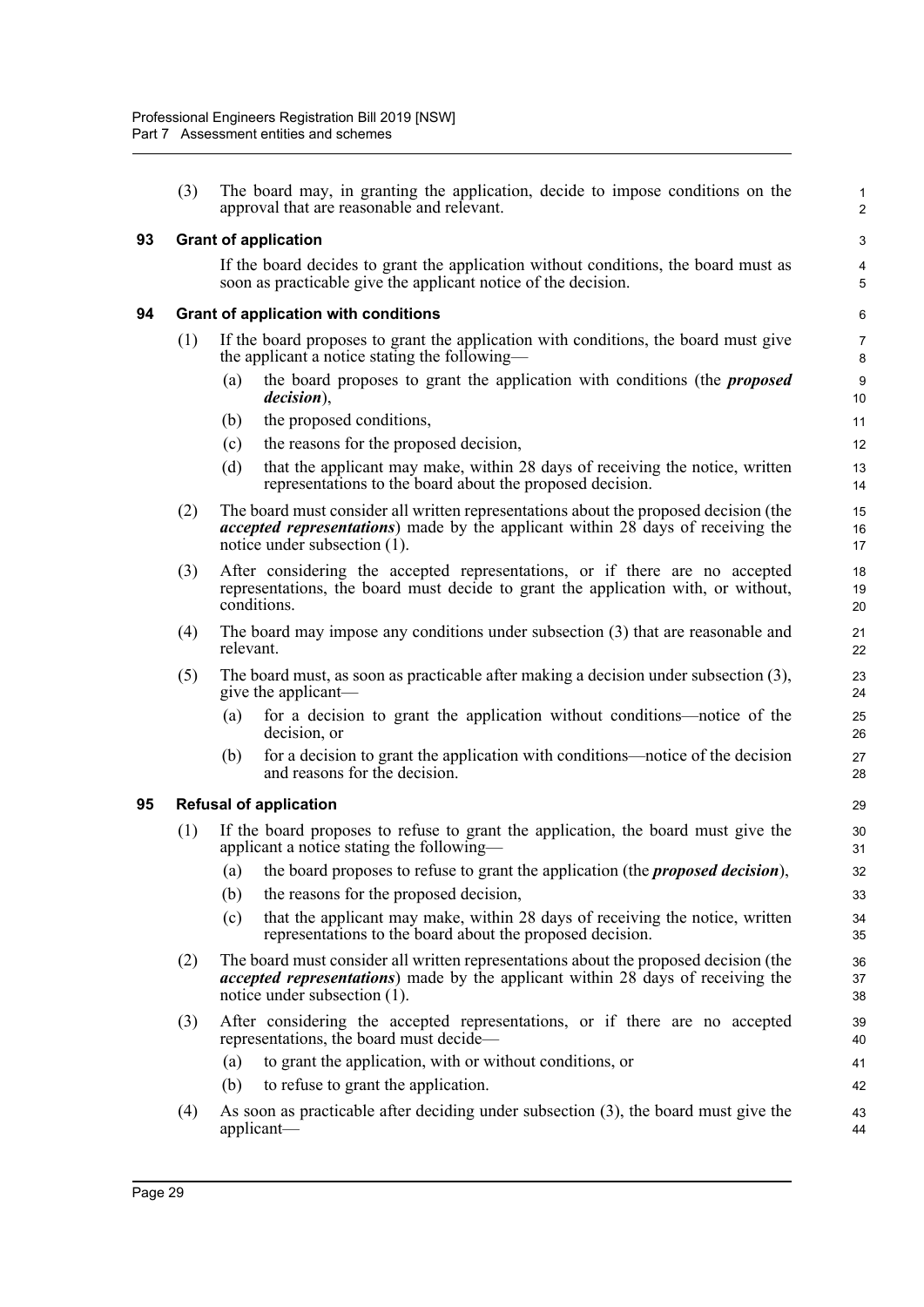(3) The board may, in granting the application, decide to impose conditions on the approval that are reasonable and relevant.

### 93 Grant of application

If the board decides to grant the application without conditions, the board must as soon as practicable give the applicant notice of the decision.

### 94 Grant of application with conditions

(1) If the board proposes to grant the application with conditions, the board must give the applicant a notice stating the following—

- (a) the board proposes to grant the application with conditions (the ***proposed decision***),
- (b) the proposed conditions,
- (c) the reasons for the proposed decision,
- (d) that the applicant may make, within 28 days of receiving the notice, written representations to the board about the proposed decision.

(2) The board must consider all written representations about the proposed decision (the ***accepted representations***) made by the applicant within 28 days of receiving the notice under subsection (1).

(3) After considering the accepted representations, or if there are no accepted representations, the board must decide to grant the application with, or without, conditions.

(4) The board may impose any conditions under subsection (3) that are reasonable and relevant.

(5) The board must, as soon as practicable after making a decision under subsection (3), give the applicant—

- (a) for a decision to grant the application without conditions—notice of the decision, or
- (b) for a decision to grant the application with conditions—notice of the decision and reasons for the decision.

### 95 Refusal of application

(1) If the board proposes to refuse to grant the application, the board must give the applicant a notice stating the following—

- (a) the board proposes to refuse to grant the application (the ***proposed decision***),
- (b) the reasons for the proposed decision,
- (c) that the applicant may make, within 28 days of receiving the notice, written representations to the board about the proposed decision.

(2) The board must consider all written representations about the proposed decision (the ***accepted representations***) made by the applicant within 28 days of receiving the notice under subsection (1).

(3) After considering the accepted representations, or if there are no accepted representations, the board must decide—

- (a) to grant the application, with or without conditions, or
- (b) to refuse to grant the application.

(4) As soon as practicable after deciding under subsection (3), the board must give the applicant—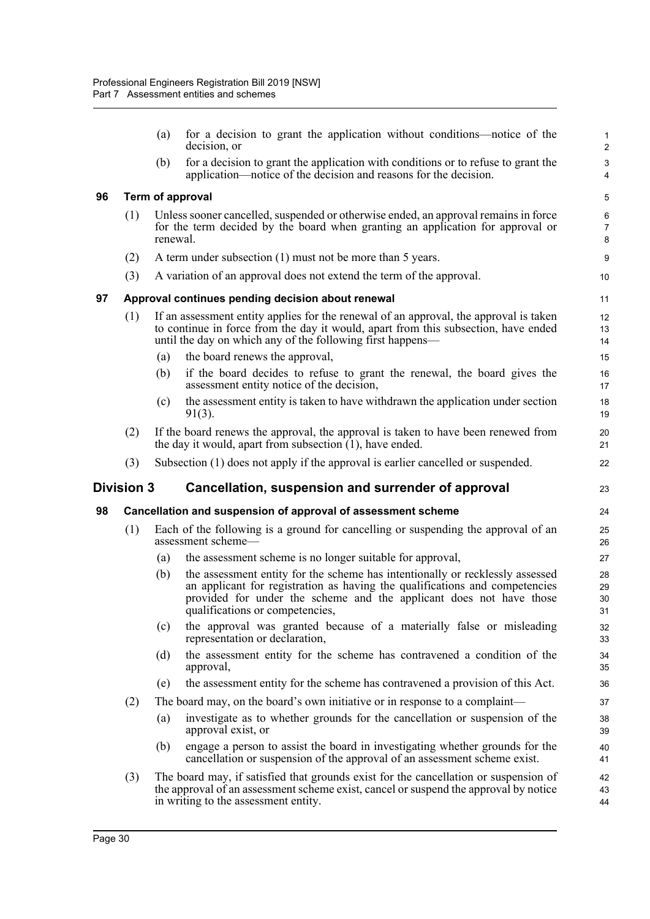(a) for a decision to grant the application without conditions—notice of the decision, or

(b) for a decision to grant the application with conditions or to refuse to grant the application—notice of the decision and reasons for the decision.

### 96 Term of approval

(1) Unless sooner cancelled, suspended or otherwise ended, an approval remains in force for the term decided by the board when granting an application for approval or renewal.

(2) A term under subsection (1) must not be more than 5 years.

(3) A variation of an approval does not extend the term of the approval.

### 97 Approval continues pending decision about renewal

(1) If an assessment entity applies for the renewal of an approval, the approval is taken to continue in force from the day it would, apart from this subsection, have ended until the day on which any of the following first happens—

(a) the board renews the approval,

(b) if the board decides to refuse to grant the renewal, the board gives the assessment entity notice of the decision,

(c) the assessment entity is taken to have withdrawn the application under section 91(3).

(2) If the board renews the approval, the approval is taken to have been renewed from the day it would, apart from subsection (1), have ended.

(3) Subsection (1) does not apply if the approval is earlier cancelled or suspended.

## Division 3 Cancellation, suspension and surrender of approval

### 98 Cancellation and suspension of approval of assessment scheme

(1) Each of the following is a ground for cancelling or suspending the approval of an assessment scheme—

(a) the assessment scheme is no longer suitable for approval,

(b) the assessment entity for the scheme has intentionally or recklessly assessed an applicant for registration as having the qualifications and competencies provided for under the scheme and the applicant does not have those qualifications or competencies,

(c) the approval was granted because of a materially false or misleading representation or declaration,

(d) the assessment entity for the scheme has contravened a condition of the approval,

(e) the assessment entity for the scheme has contravened a provision of this Act.

(2) The board may, on the board's own initiative or in response to a complaint—

(a) investigate as to whether grounds for the cancellation or suspension of the approval exist, or

(b) engage a person to assist the board in investigating whether grounds for the cancellation or suspension of the approval of an assessment scheme exist.

(3) The board may, if satisfied that grounds exist for the cancellation or suspension of the approval of an assessment scheme exist, cancel or suspend the approval by notice in writing to the assessment entity.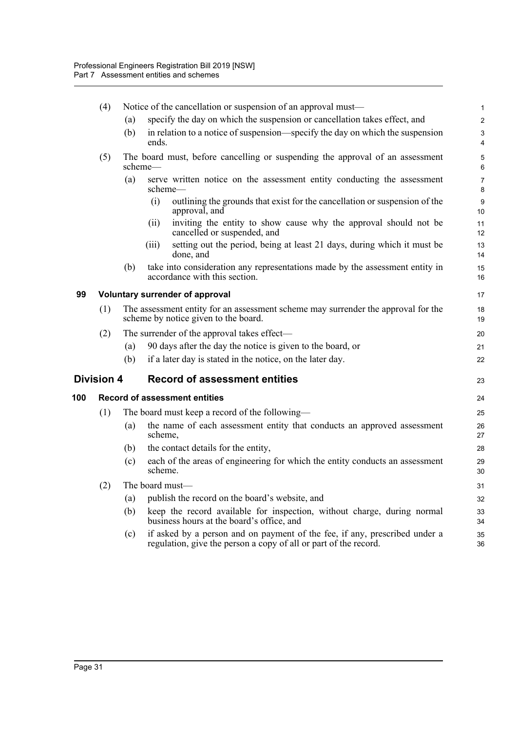(4) Notice of the cancellation or suspension of an approval must—

(a) specify the day on which the suspension or cancellation takes effect, and

(b) in relation to a notice of suspension—specify the day on which the suspension ends.

(5) The board must, before cancelling or suspending the approval of an assessment scheme—

(a) serve written notice on the assessment entity conducting the assessment scheme—

(i) outlining the grounds that exist for the cancellation or suspension of the approval, and

(ii) inviting the entity to show cause why the approval should not be cancelled or suspended, and

(iii) setting out the period, being at least 21 days, during which it must be done, and

(b) take into consideration any representations made by the assessment entity in accordance with this section.

### 99 Voluntary surrender of approval

(1) The assessment entity for an assessment scheme may surrender the approval for the scheme by notice given to the board.

(2) The surrender of the approval takes effect—

(a) 90 days after the day the notice is given to the board, or

(b) if a later day is stated in the notice, on the later day.

## Division 4 Record of assessment entities

### 100 Record of assessment entities

(1) The board must keep a record of the following—

(a) the name of each assessment entity that conducts an approved assessment scheme,

(b) the contact details for the entity,

(c) each of the areas of engineering for which the entity conducts an assessment scheme.

(2) The board must—

(a) publish the record on the board's website, and

(b) keep the record available for inspection, without charge, during normal business hours at the board's office, and

(c) if asked by a person and on payment of the fee, if any, prescribed under a regulation, give the person a copy of all or part of the record.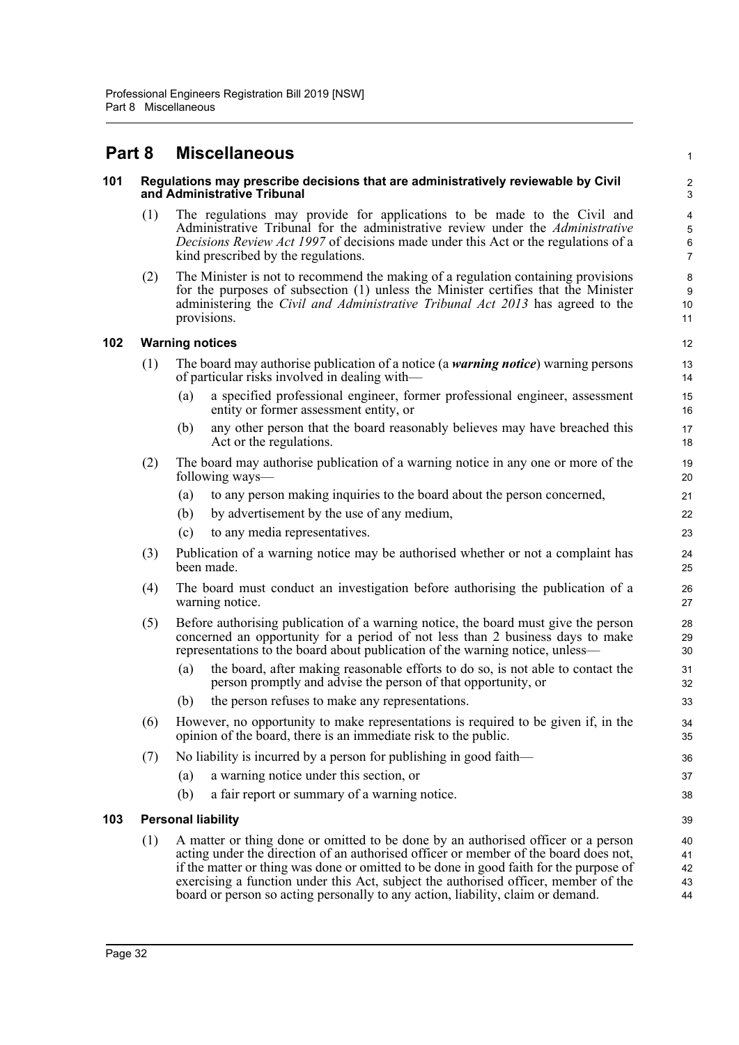# Part 8 Miscellaneous

### 101 Regulations may prescribe decisions that are administratively reviewable by Civil and Administrative Tribunal

(1) The regulations may provide for applications to be made to the Civil and Administrative Tribunal for the administrative review under the *Administrative Decisions Review Act 1997* of decisions made under this Act or the regulations of a kind prescribed by the regulations.

(2) The Minister is not to recommend the making of a regulation containing provisions for the purposes of subsection (1) unless the Minister certifies that the Minister administering the *Civil and Administrative Tribunal Act 2013* has agreed to the provisions.

### 102 Warning notices

(1) The board may authorise publication of a notice (a ***warning notice***) warning persons of particular risks involved in dealing with—

(a) a specified professional engineer, former professional engineer, assessment entity or former assessment entity, or

(b) any other person that the board reasonably believes may have breached this Act or the regulations.

(2) The board may authorise publication of a warning notice in any one or more of the following ways—

(a) to any person making inquiries to the board about the person concerned,

(b) by advertisement by the use of any medium,

(c) to any media representatives.

(3) Publication of a warning notice may be authorised whether or not a complaint has been made.

(4) The board must conduct an investigation before authorising the publication of a warning notice.

(5) Before authorising publication of a warning notice, the board must give the person concerned an opportunity for a period of not less than 2 business days to make representations to the board about publication of the warning notice, unless—

(a) the board, after making reasonable efforts to do so, is not able to contact the person promptly and advise the person of that opportunity, or

(b) the person refuses to make any representations.

(6) However, no opportunity to make representations is required to be given if, in the opinion of the board, there is an immediate risk to the public.

(7) No liability is incurred by a person for publishing in good faith—

(a) a warning notice under this section, or

(b) a fair report or summary of a warning notice.

### 103 Personal liability

(1) A matter or thing done or omitted to be done by an authorised officer or a person acting under the direction of an authorised officer or member of the board does not, if the matter or thing was done or omitted to be done in good faith for the purpose of exercising a function under this Act, subject the authorised officer, member of the board or person so acting personally to any action, liability, claim or demand.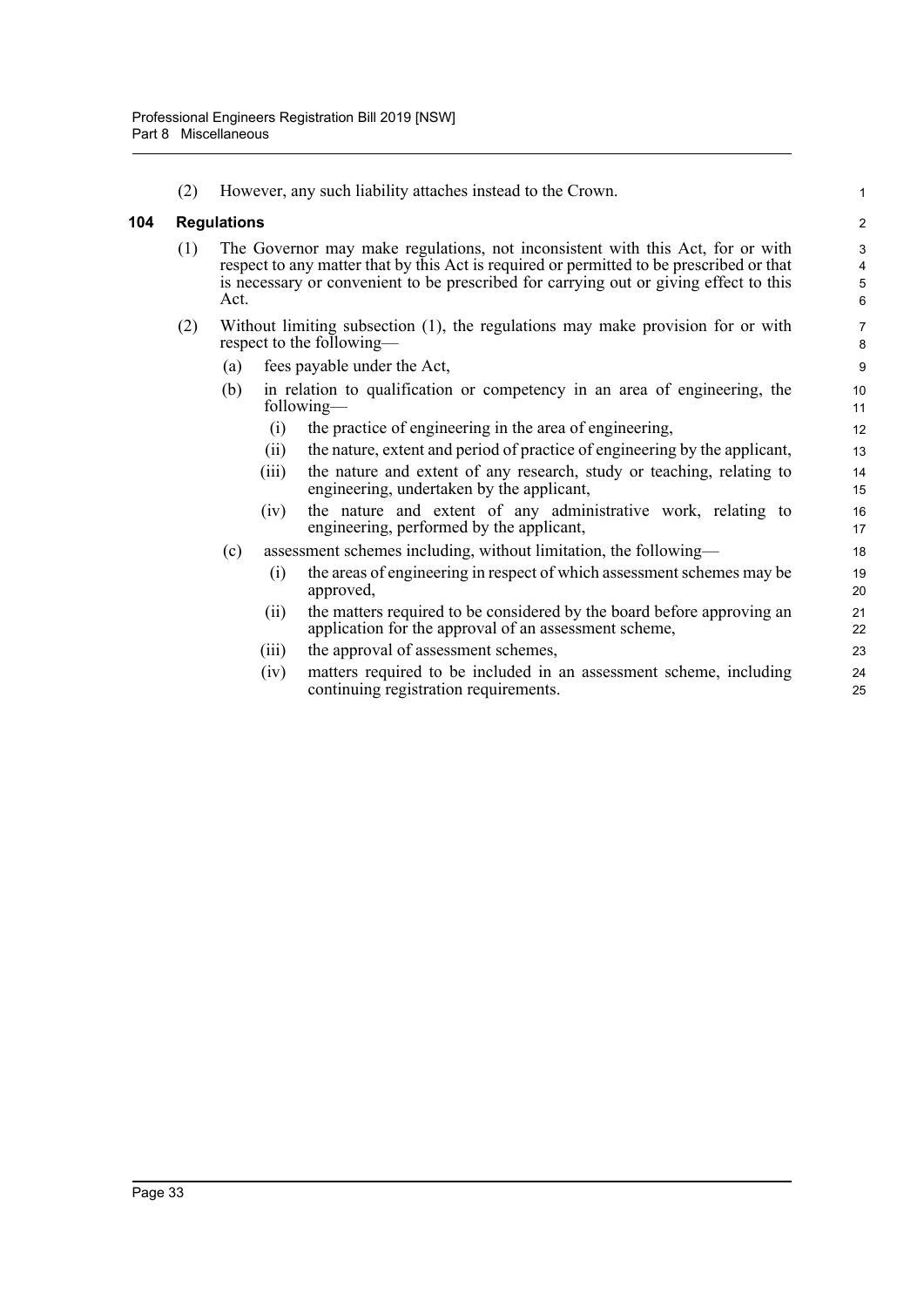(2) However, any such liability attaches instead to the Crown.

### 104 Regulations

(1) The Governor may make regulations, not inconsistent with this Act, for or with respect to any matter that by this Act is required or permitted to be prescribed or that is necessary or convenient to be prescribed for carrying out or giving effect to this Act.

(2) Without limiting subsection (1), the regulations may make provision for or with respect to the following—

- (a) fees payable under the Act,
- (b) in relation to qualification or competency in an area of engineering, the following—
  - (i) the practice of engineering in the area of engineering,
  - (ii) the nature, extent and period of practice of engineering by the applicant,
  - (iii) the nature and extent of any research, study or teaching, relating to engineering, undertaken by the applicant,
  - (iv) the nature and extent of any administrative work, relating to engineering, performed by the applicant,
- (c) assessment schemes including, without limitation, the following—
  - (i) the areas of engineering in respect of which assessment schemes may be approved,
  - (ii) the matters required to be considered by the board before approving an application for the approval of an assessment scheme,
  - (iii) the approval of assessment schemes,
  - (iv) matters required to be included in an assessment scheme, including continuing registration requirements.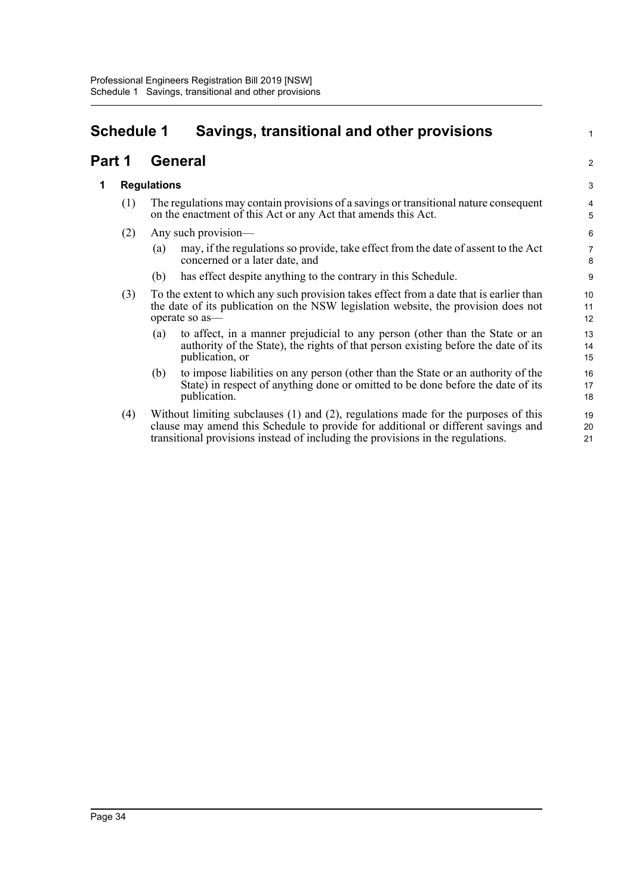# Schedule 1 Savings, transitional and other provisions

## Part 1 General

### 1 Regulations

(1) The regulations may contain provisions of a savings or transitional nature consequent on the enactment of this Act or any Act that amends this Act.

(2) Any such provision—

(a) may, if the regulations so provide, take effect from the date of assent to the Act concerned or a later date, and

(b) has effect despite anything to the contrary in this Schedule.

(3) To the extent to which any such provision takes effect from a date that is earlier than the date of its publication on the NSW legislation website, the provision does not operate so as—

(a) to affect, in a manner prejudicial to any person (other than the State or an authority of the State), the rights of that person existing before the date of its publication, or

(b) to impose liabilities on any person (other than the State or an authority of the State) in respect of anything done or omitted to be done before the date of its publication.

(4) Without limiting subclauses (1) and (2), regulations made for the purposes of this clause may amend this Schedule to provide for additional or different savings and transitional provisions instead of including the provisions in the regulations.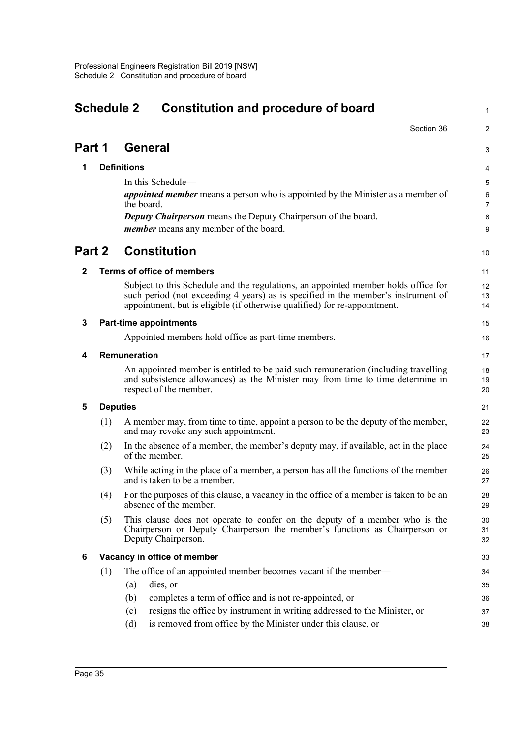# Schedule 2 Constitution and procedure of board

Section 36

## Part 1 General

### 1 Definitions

In this Schedule—

***appointed member*** means a person who is appointed by the Minister as a member of the board.

***Deputy Chairperson*** means the Deputy Chairperson of the board.

***member*** means any member of the board.

## Part 2 Constitution

### 2 Terms of office of members

Subject to this Schedule and the regulations, an appointed member holds office for such period (not exceeding 4 years) as is specified in the member's instrument of appointment, but is eligible (if otherwise qualified) for re-appointment.

### 3 Part-time appointments

Appointed members hold office as part-time members.

### 4 Remuneration

An appointed member is entitled to be paid such remuneration (including travelling and subsistence allowances) as the Minister may from time to time determine in respect of the member.

### 5 Deputies

(1) A member may, from time to time, appoint a person to be the deputy of the member, and may revoke any such appointment.

(2) In the absence of a member, the member's deputy may, if available, act in the place of the member.

(3) While acting in the place of a member, a person has all the functions of the member and is taken to be a member.

(4) For the purposes of this clause, a vacancy in the office of a member is taken to be an absence of the member.

(5) This clause does not operate to confer on the deputy of a member who is the Chairperson or Deputy Chairperson the member's functions as Chairperson or Deputy Chairperson.

### 6 Vacancy in office of member

(1) The office of an appointed member becomes vacant if the member—

- (a) dies, or
- (b) completes a term of office and is not re-appointed, or
- (c) resigns the office by instrument in writing addressed to the Minister, or
- (d) is removed from office by the Minister under this clause, or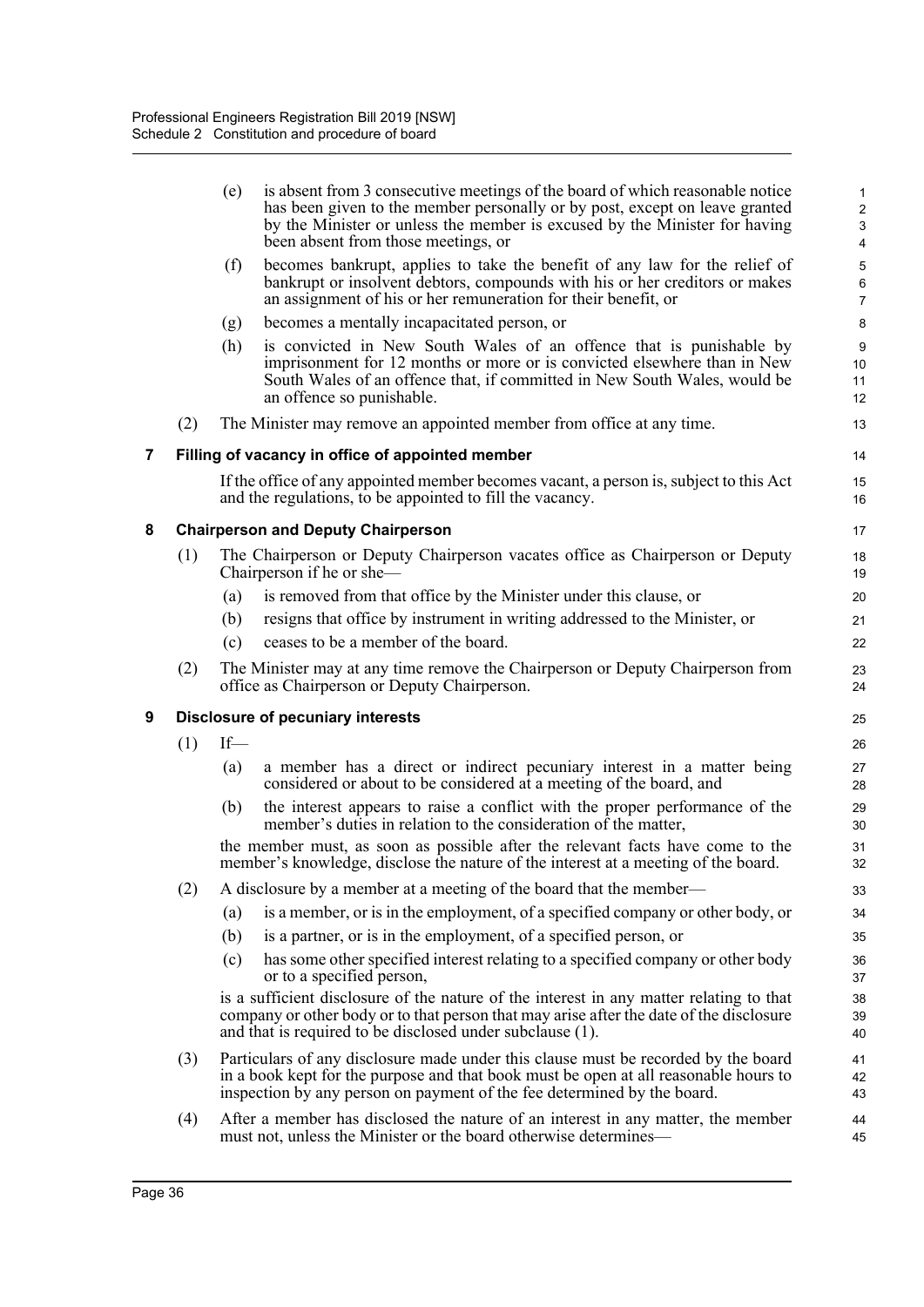(e) is absent from 3 consecutive meetings of the board of which reasonable notice has been given to the member personally or by post, except on leave granted by the Minister or unless the member is excused by the Minister for having been absent from those meetings, or

(f) becomes bankrupt, applies to take the benefit of any law for the relief of bankrupt or insolvent debtors, compounds with his or her creditors or makes an assignment of his or her remuneration for their benefit, or

(g) becomes a mentally incapacitated person, or

(h) is convicted in New South Wales of an offence that is punishable by imprisonment for 12 months or more or is convicted elsewhere than in New South Wales of an offence that, if committed in New South Wales, would be an offence so punishable.

(2) The Minister may remove an appointed member from office at any time.

## 7 Filling of vacancy in office of appointed member

If the office of any appointed member becomes vacant, a person is, subject to this Act and the regulations, to be appointed to fill the vacancy.

## 8 Chairperson and Deputy Chairperson

(1) The Chairperson or Deputy Chairperson vacates office as Chairperson or Deputy Chairperson if he or she—

(a) is removed from that office by the Minister under this clause, or

(b) resigns that office by instrument in writing addressed to the Minister, or

(c) ceases to be a member of the board.

(2) The Minister may at any time remove the Chairperson or Deputy Chairperson from office as Chairperson or Deputy Chairperson.

## 9 Disclosure of pecuniary interests

(1) If—

(a) a member has a direct or indirect pecuniary interest in a matter being considered or about to be considered at a meeting of the board, and

(b) the interest appears to raise a conflict with the proper performance of the member's duties in relation to the consideration of the matter,

the member must, as soon as possible after the relevant facts have come to the member's knowledge, disclose the nature of the interest at a meeting of the board.

(2) A disclosure by a member at a meeting of the board that the member—

(a) is a member, or is in the employment, of a specified company or other body, or

(b) is a partner, or is in the employment, of a specified person, or

(c) has some other specified interest relating to a specified company or other body or to a specified person,

is a sufficient disclosure of the nature of the interest in any matter relating to that company or other body or to that person that may arise after the date of the disclosure and that is required to be disclosed under subclause (1).

(3) Particulars of any disclosure made under this clause must be recorded by the board in a book kept for the purpose and that book must be open at all reasonable hours to inspection by any person on payment of the fee determined by the board.

(4) After a member has disclosed the nature of an interest in any matter, the member must not, unless the Minister or the board otherwise determines—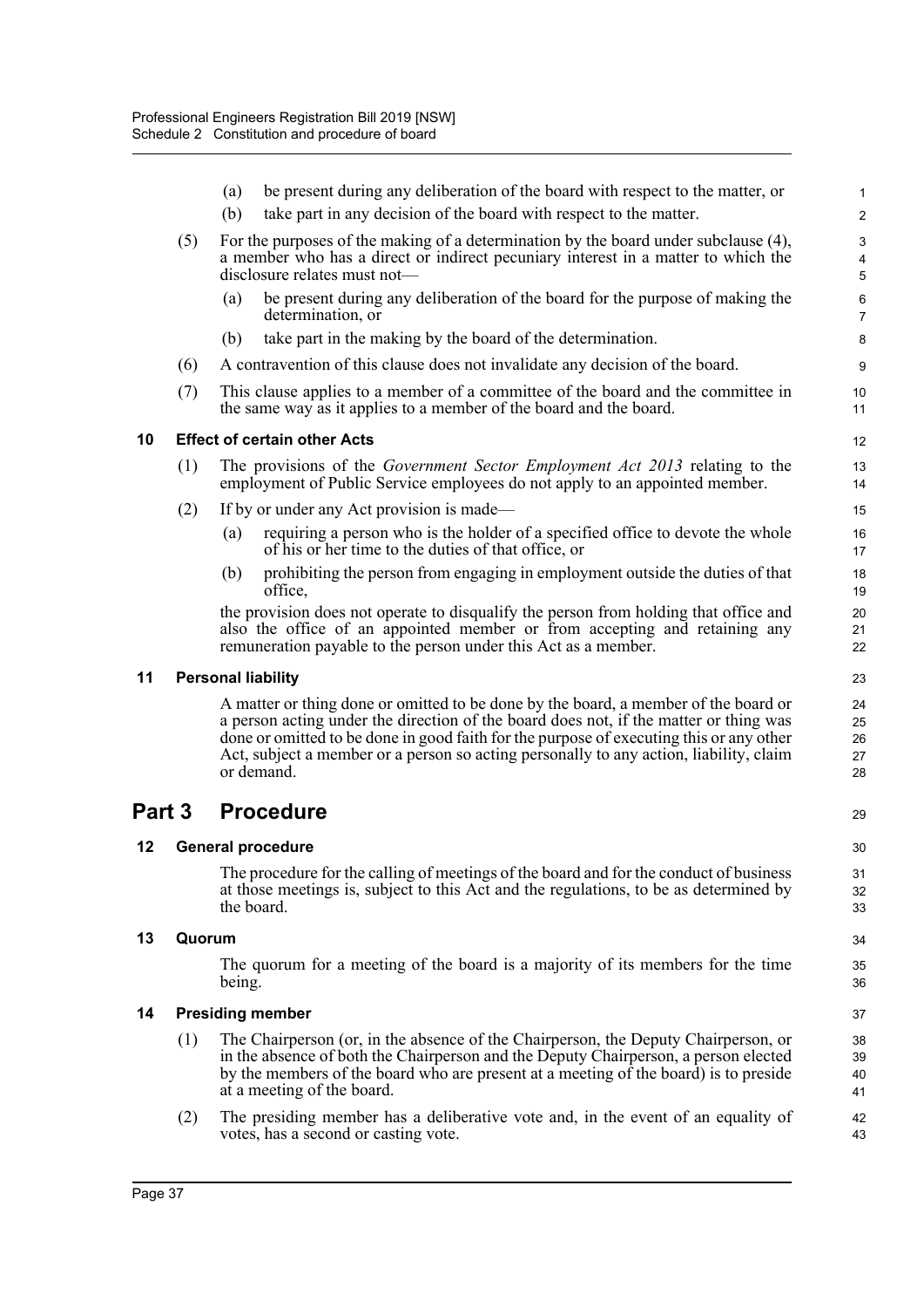(a) be present during any deliberation of the board with respect to the matter, or

(b) take part in any decision of the board with respect to the matter.

(5) For the purposes of the making of a determination by the board under subclause (4), a member who has a direct or indirect pecuniary interest in a matter to which the disclosure relates must not—

(a) be present during any deliberation of the board for the purpose of making the determination, or

(b) take part in the making by the board of the determination.

(6) A contravention of this clause does not invalidate any decision of the board.

(7) This clause applies to a member of a committee of the board and the committee in the same way as it applies to a member of the board and the board.

### 10 Effect of certain other Acts

(1) The provisions of the *Government Sector Employment Act 2013* relating to the employment of Public Service employees do not apply to an appointed member.

(2) If by or under any Act provision is made—

(a) requiring a person who is the holder of a specified office to devote the whole of his or her time to the duties of that office, or

(b) prohibiting the person from engaging in employment outside the duties of that office,

the provision does not operate to disqualify the person from holding that office and also the office of an appointed member or from accepting and retaining any remuneration payable to the person under this Act as a member.

### 11 Personal liability

A matter or thing done or omitted to be done by the board, a member of the board or a person acting under the direction of the board does not, if the matter or thing was done or omitted to be done in good faith for the purpose of executing this or any other Act, subject a member or a person so acting personally to any action, liability, claim or demand.

## Part 3 Procedure

### 12 General procedure

The procedure for the calling of meetings of the board and for the conduct of business at those meetings is, subject to this Act and the regulations, to be as determined by the board.

### 13 Quorum

The quorum for a meeting of the board is a majority of its members for the time being.

### 14 Presiding member

(1) The Chairperson (or, in the absence of the Chairperson, the Deputy Chairperson, or in the absence of both the Chairperson and the Deputy Chairperson, a person elected by the members of the board who are present at a meeting of the board) is to preside at a meeting of the board.

(2) The presiding member has a deliberative vote and, in the event of an equality of votes, has a second or casting vote.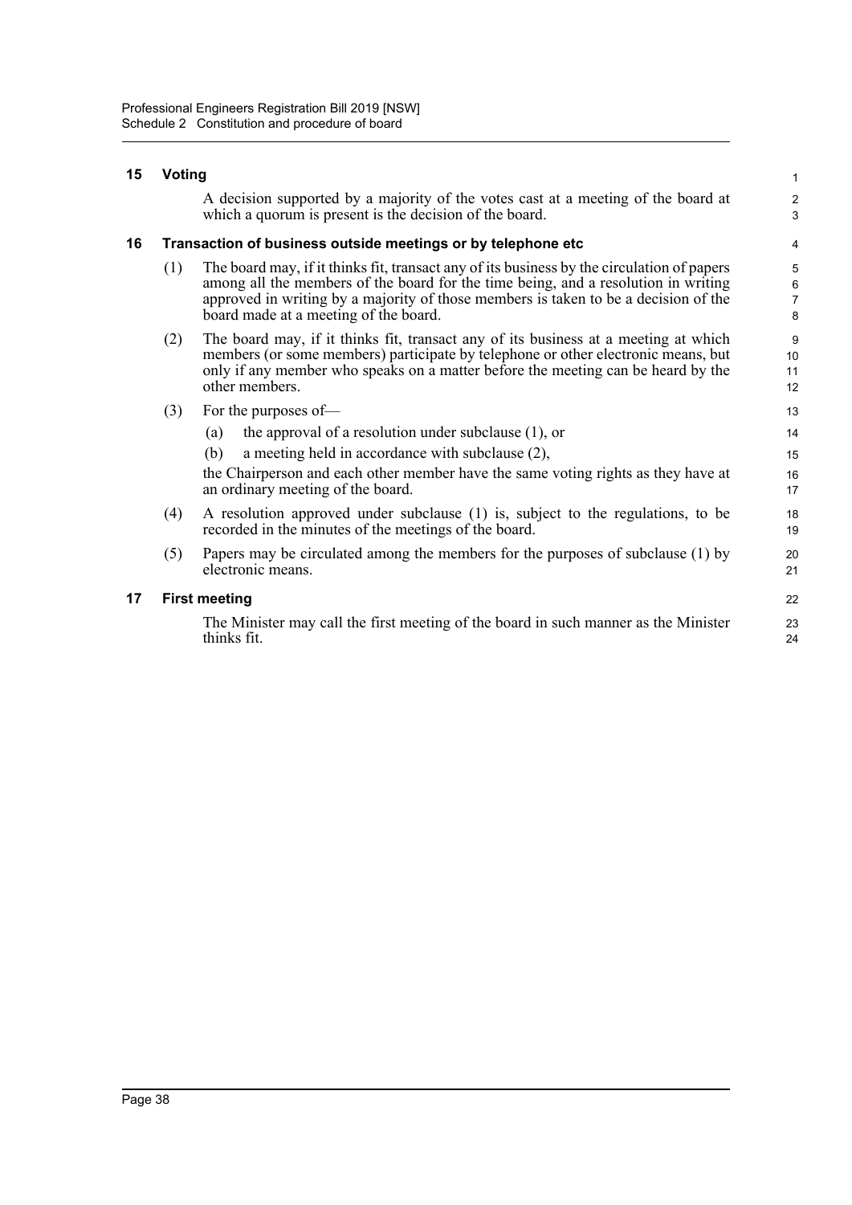## 15 Voting

A decision supported by a majority of the votes cast at a meeting of the board at which a quorum is present is the decision of the board.

## 16 Transaction of business outside meetings or by telephone etc

(1) The board may, if it thinks fit, transact any of its business by the circulation of papers among all the members of the board for the time being, and a resolution in writing approved in writing by a majority of those members is taken to be a decision of the board made at a meeting of the board.

(2) The board may, if it thinks fit, transact any of its business at a meeting at which members (or some members) participate by telephone or other electronic means, but only if any member who speaks on a matter before the meeting can be heard by the other members.

(3) For the purposes of—

(a) the approval of a resolution under subclause (1), or

(b) a meeting held in accordance with subclause (2),

the Chairperson and each other member have the same voting rights as they have at an ordinary meeting of the board.

(4) A resolution approved under subclause (1) is, subject to the regulations, to be recorded in the minutes of the meetings of the board.

(5) Papers may be circulated among the members for the purposes of subclause (1) by electronic means.

## 17 First meeting

The Minister may call the first meeting of the board in such manner as the Minister thinks fit.